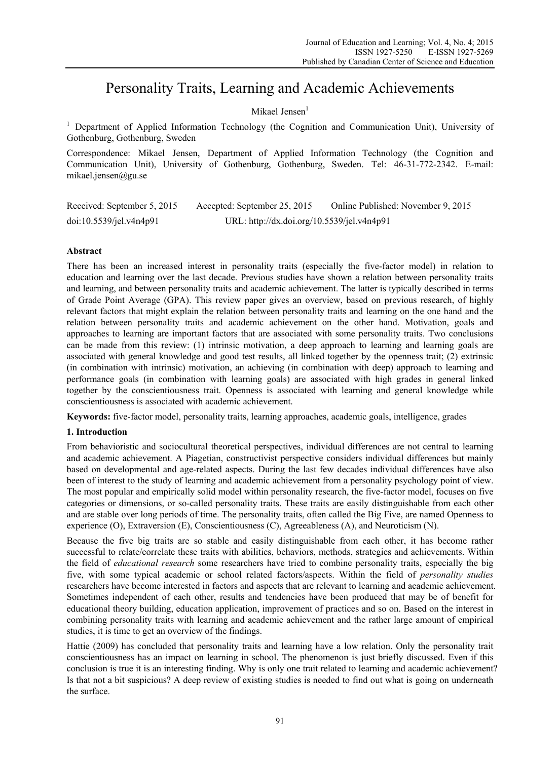# Personality Traits, Learning and Academic Achievements

Mikael Jensen[1]

[1] Department of Applied Information Technology (the Cognition and Communication Unit), University of Gothenburg, Gothenburg, Sweden

Correspondence: Mikael Jensen, Department of Applied Information Technology (the Cognition and Communication Unit), University of Gothenburg, Gothenburg, Sweden. Tel: 46-31-772-2342. E-mail: mikael.jensen@gu.se

Received: September 5, 2015 Accepted: September 25, 2015 Online Published: November 9, 2015

doi:10.5539/jel.v4n4p91 URL: http://dx.doi.org/10.5539/jel.v4n4p91

**Abstract**

There has been an increased interest in personality traits (especially the five-factor model) in relation to education and learning over the last decade. Previous studies have shown a relation between personality traits and learning, and between personality traits and academic achievement. The latter is typically described in terms of Grade Point Average (GPA). This review paper gives an overview, based on previous research, of highly relevant factors that might explain the relation between personality traits and learning on the one hand and the relation between personality traits and academic achievement on the other hand. Motivation, goals and approaches to learning are important factors that are associated with some personality traits. Two conclusions can be made from this review: (1) intrinsic motivation, a deep approach to learning and learning goals are associated with general knowledge and good test results, all linked together by the openness trait; (2) extrinsic (in combination with intrinsic) motivation, an achieving (in combination with deep) approach to learning and performance goals (in combination with learning goals) are associated with high grades in general linked together by the conscientiousness trait. Openness is associated with learning and general knowledge while conscientiousness is associated with academic achievement.

**Keywords:** five-factor model, personality traits, learning approaches, academic goals, intelligence, grades

## 1. Introduction

From behavioristic and sociocultural theoretical perspectives, individual differences are not central to learning and academic achievement. A Piagetian, constructivist perspective considers individual differences but mainly based on developmental and age-related aspects. During the last few decades individual differences have also been of interest to the study of learning and academic achievement from a personality psychology point of view. The most popular and empirically solid model within personality research, the five-factor model, focuses on five categories or dimensions, or so-called personality traits. These traits are easily distinguishable from each other and are stable over long periods of time. The personality traits, often called the Big Five, are named Openness to experience (O), Extraversion (E), Conscientiousness (C), Agreeableness (A), and Neuroticism (N).

Because the five big traits are so stable and easily distinguishable from each other, it has become rather successful to relate/correlate these traits with abilities, behaviors, methods, strategies and achievements. Within the field of *educational research* some researchers have tried to combine personality traits, especially the big five, with some typical academic or school related factors/aspects. Within the field of *personality studies* researchers have become interested in factors and aspects that are relevant to learning and academic achievement. Sometimes independent of each other, results and tendencies have been produced that may be of benefit for educational theory building, education application, improvement of practices and so on. Based on the interest in combining personality traits with learning and academic achievement and the rather large amount of empirical studies, it is time to get an overview of the findings.

Hattie (2009) has concluded that personality traits and learning have a low relation. Only the personality trait conscientiousness has an impact on learning in school. The phenomenon is just briefly discussed. Even if this conclusion is true it is an interesting finding. Why is only one trait related to learning and academic achievement? Is that not a bit suspicious? A deep review of existing studies is needed to find out what is going on underneath the surface.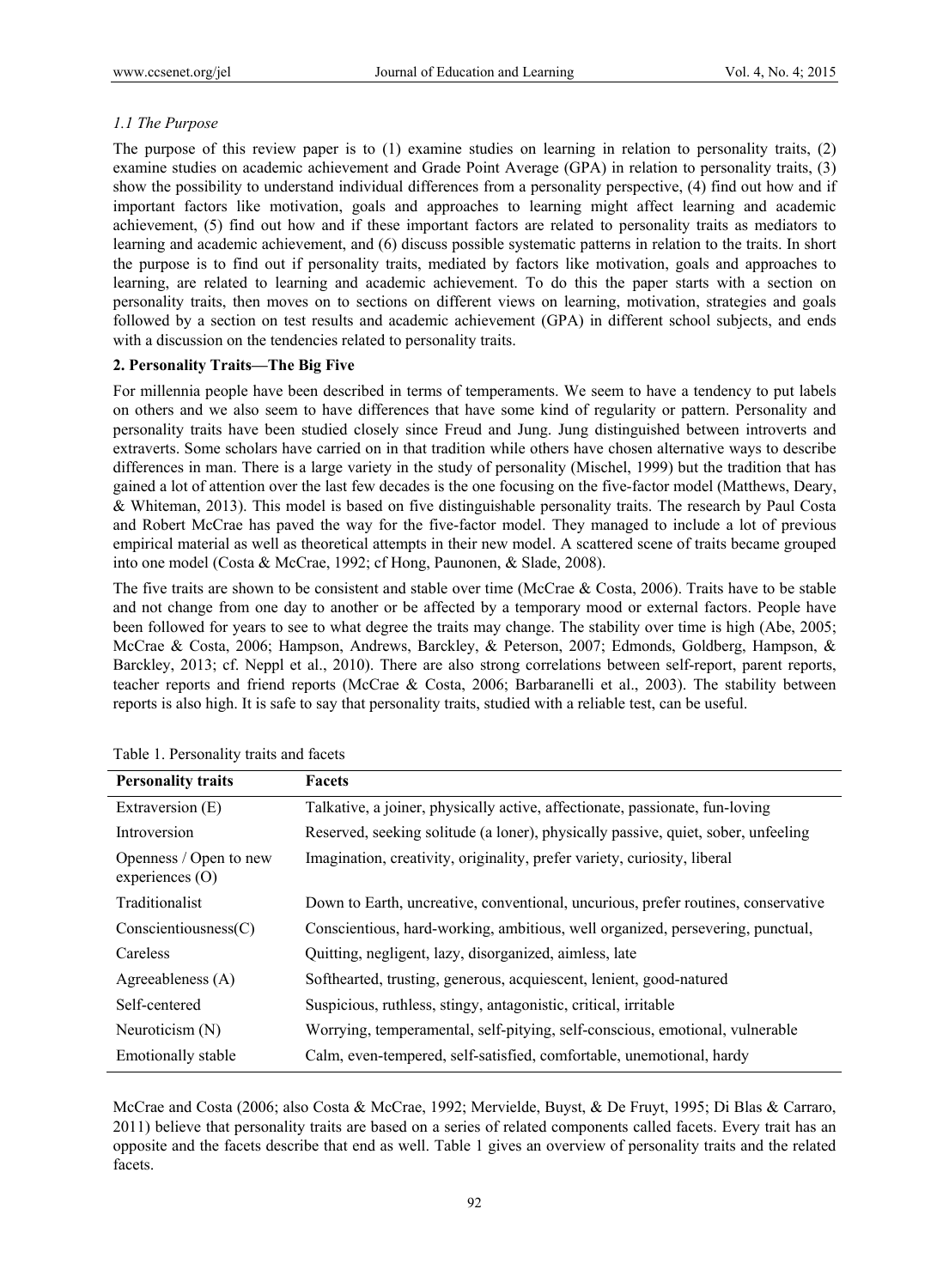### *1.1 The Purpose*

The purpose of this review paper is to (1) examine studies on learning in relation to personality traits, (2) examine studies on academic achievement and Grade Point Average (GPA) in relation to personality traits, (3) show the possibility to understand individual differences from a personality perspective, (4) find out how and if important factors like motivation, goals and approaches to learning might affect learning and academic achievement, (5) find out how and if these important factors are related to personality traits as mediators to learning and academic achievement, and (6) discuss possible systematic patterns in relation to the traits. In short the purpose is to find out if personality traits, mediated by factors like motivation, goals and approaches to learning, are related to learning and academic achievement. To do this the paper starts with a section on personality traits, then moves on to sections on different views on learning, motivation, strategies and goals followed by a section on test results and academic achievement (GPA) in different school subjects, and ends with a discussion on the tendencies related to personality traits.

## 2. Personality Traits—The Big Five

For millennia people have been described in terms of temperaments. We seem to have a tendency to put labels on others and we also seem to have differences that have some kind of regularity or pattern. Personality and personality traits have been studied closely since Freud and Jung. Jung distinguished between introverts and extraverts. Some scholars have carried on in that tradition while others have chosen alternative ways to describe differences in man. There is a large variety in the study of personality (Mischel, 1999) but the tradition that has gained a lot of attention over the last few decades is the one focusing on the five-factor model (Matthews, Deary, & Whiteman, 2013). This model is based on five distinguishable personality traits. The research by Paul Costa and Robert McCrae has paved the way for the five-factor model. They managed to include a lot of previous empirical material as well as theoretical attempts in their new model. A scattered scene of traits became grouped into one model (Costa & McCrae, 1992; cf Hong, Paunonen, & Slade, 2008).

The five traits are shown to be consistent and stable over time (McCrae & Costa, 2006). Traits have to be stable and not change from one day to another or be affected by a temporary mood or external factors. People have been followed for years to see to what degree the traits may change. The stability over time is high (Abe, 2005; McCrae & Costa, 2006; Hampson, Andrews, Barckley, & Peterson, 2007; Edmonds, Goldberg, Hampson, & Barckley, 2013; cf. Neppl et al., 2010). There are also strong correlations between self-report, parent reports, teacher reports and friend reports (McCrae & Costa, 2006; Barbaranelli et al., 2003). The stability between reports is also high. It is safe to say that personality traits, studied with a reliable test, can be useful.

Table 1. Personality traits and facets

| Personality traits | Facets |
|---|---|
| Extraversion (E) | Talkative, a joiner, physically active, affectionate, passionate, fun-loving |
| Introversion | Reserved, seeking solitude (a loner), physically passive, quiet, sober, unfeeling |
| Openness / Open to new experiences (O) | Imagination, creativity, originality, prefer variety, curiosity, liberal |
| Traditionalist | Down to Earth, uncreative, conventional, uncurious, prefer routines, conservative |
| Conscientiousness(C) | Conscientious, hard-working, ambitious, well organized, persevering, punctual, |
| Careless | Quitting, negligent, lazy, disorganized, aimless, late |
| Agreeableness (A) | Softhearted, trusting, generous, acquiescent, lenient, good-natured |
| Self-centered | Suspicious, ruthless, stingy, antagonistic, critical, irritable |
| Neuroticism (N) | Worrying, temperamental, self-pitying, self-conscious, emotional, vulnerable |
| Emotionally stable | Calm, even-tempered, self-satisfied, comfortable, unemotional, hardy |

McCrae and Costa (2006; also Costa & McCrae, 1992; Mervielde, Buyst, & De Fruyt, 1995; Di Blas & Carraro, 2011) believe that personality traits are based on a series of related components called facets. Every trait has an opposite and the facets describe that end as well. Table 1 gives an overview of personality traits and the related facets.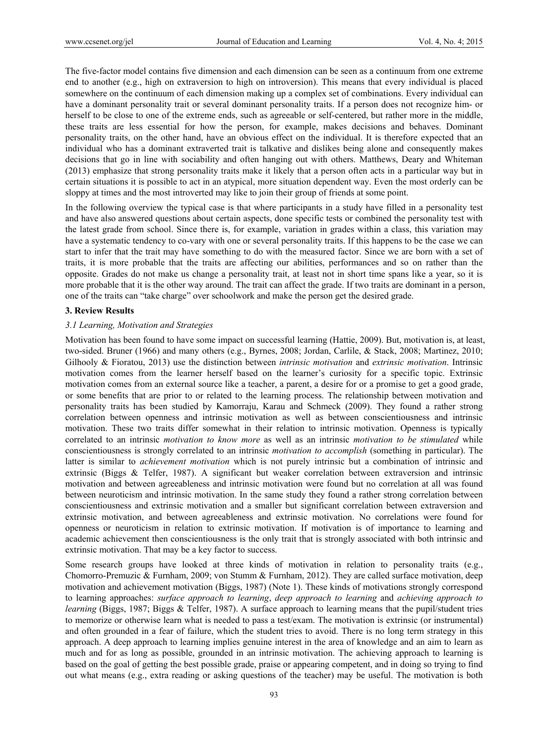The five-factor model contains five dimension and each dimension can be seen as a continuum from one extreme end to another (e.g., high on extraversion to high on introversion). This means that every individual is placed somewhere on the continuum of each dimension making up a complex set of combinations. Every individual can have a dominant personality trait or several dominant personality traits. If a person does not recognize him- or herself to be close to one of the extreme ends, such as agreeable or self-centered, but rather more in the middle, these traits are less essential for how the person, for example, makes decisions and behaves. Dominant personality traits, on the other hand, have an obvious effect on the individual. It is therefore expected that an individual who has a dominant extraverted trait is talkative and dislikes being alone and consequently makes decisions that go in line with sociability and often hanging out with others. Matthews, Deary and Whiteman (2013) emphasize that strong personality traits make it likely that a person often acts in a particular way but in certain situations it is possible to act in an atypical, more situation dependent way. Even the most orderly can be sloppy at times and the most introverted may like to join their group of friends at some point.

In the following overview the typical case is that where participants in a study have filled in a personality test and have also answered questions about certain aspects, done specific tests or combined the personality test with the latest grade from school. Since there is, for example, variation in grades within a class, this variation may have a systematic tendency to co-vary with one or several personality traits. If this happens to be the case we can start to infer that the trait may have something to do with the measured factor. Since we are born with a set of traits, it is more probable that the traits are affecting our abilities, performances and so on rather than the opposite. Grades do not make us change a personality trait, at least not in short time spans like a year, so it is more probable that it is the other way around. The trait can affect the grade. If two traits are dominant in a person, one of the traits can "take charge" over schoolwork and make the person get the desired grade.

## 3. Review Results

### 3.1 Learning, Motivation and Strategies

Motivation has been found to have some impact on successful learning (Hattie, 2009). But, motivation is, at least, two-sided. Bruner (1966) and many others (e.g., Byrnes, 2008; Jordan, Carlile, & Stack, 2008; Martinez, 2010; Gilhooly & Fioratou, 2013) use the distinction between *intrinsic motivation* and *extrinsic motivation*. Intrinsic motivation comes from the learner herself based on the learner's curiosity for a specific topic. Extrinsic motivation comes from an external source like a teacher, a parent, a desire for or a promise to get a good grade, or some benefits that are prior to or related to the learning process. The relationship between motivation and personality traits has been studied by Kamorraju, Karau and Schmeck (2009). They found a rather strong correlation between openness and intrinsic motivation as well as between conscientiousness and intrinsic motivation. These two traits differ somewhat in their relation to intrinsic motivation. Openness is typically correlated to an intrinsic *motivation to know more* as well as an intrinsic *motivation to be stimulated* while conscientiousness is strongly correlated to an intrinsic *motivation to accomplish* (something in particular). The latter is similar to *achievement motivation* which is not purely intrinsic but a combination of intrinsic and extrinsic (Biggs & Telfer, 1987). A significant but weaker correlation between extraversion and intrinsic motivation and between agreeableness and intrinsic motivation were found but no correlation at all was found between neuroticism and intrinsic motivation. In the same study they found a rather strong correlation between conscientiousness and extrinsic motivation and a smaller but significant correlation between extraversion and extrinsic motivation, and between agreeableness and extrinsic motivation. No correlations were found for openness or neuroticism in relation to extrinsic motivation. If motivation is of importance to learning and academic achievement then conscientiousness is the only trait that is strongly associated with both intrinsic and extrinsic motivation. That may be a key factor to success.

Some research groups have looked at three kinds of motivation in relation to personality traits (e.g., Chomorro-Premuzic & Furnham, 2009; von Stumm & Furnham, 2012). They are called surface motivation, deep motivation and achievement motivation (Biggs, 1987) (Note 1). These kinds of motivations strongly correspond to learning approaches: *surface approach to learning*, *deep approach to learning* and *achieving approach to learning* (Biggs, 1987; Biggs & Telfer, 1987). A surface approach to learning means that the pupil/student tries to memorize or otherwise learn what is needed to pass a test/exam. The motivation is extrinsic (or instrumental) and often grounded in a fear of failure, which the student tries to avoid. There is no long term strategy in this approach. A deep approach to learning implies genuine interest in the area of knowledge and an aim to learn as much and for as long as possible, grounded in an intrinsic motivation. The achieving approach to learning is based on the goal of getting the best possible grade, praise or appearing competent, and in doing so trying to find out what means (e.g., extra reading or asking questions of the teacher) may be useful. The motivation is both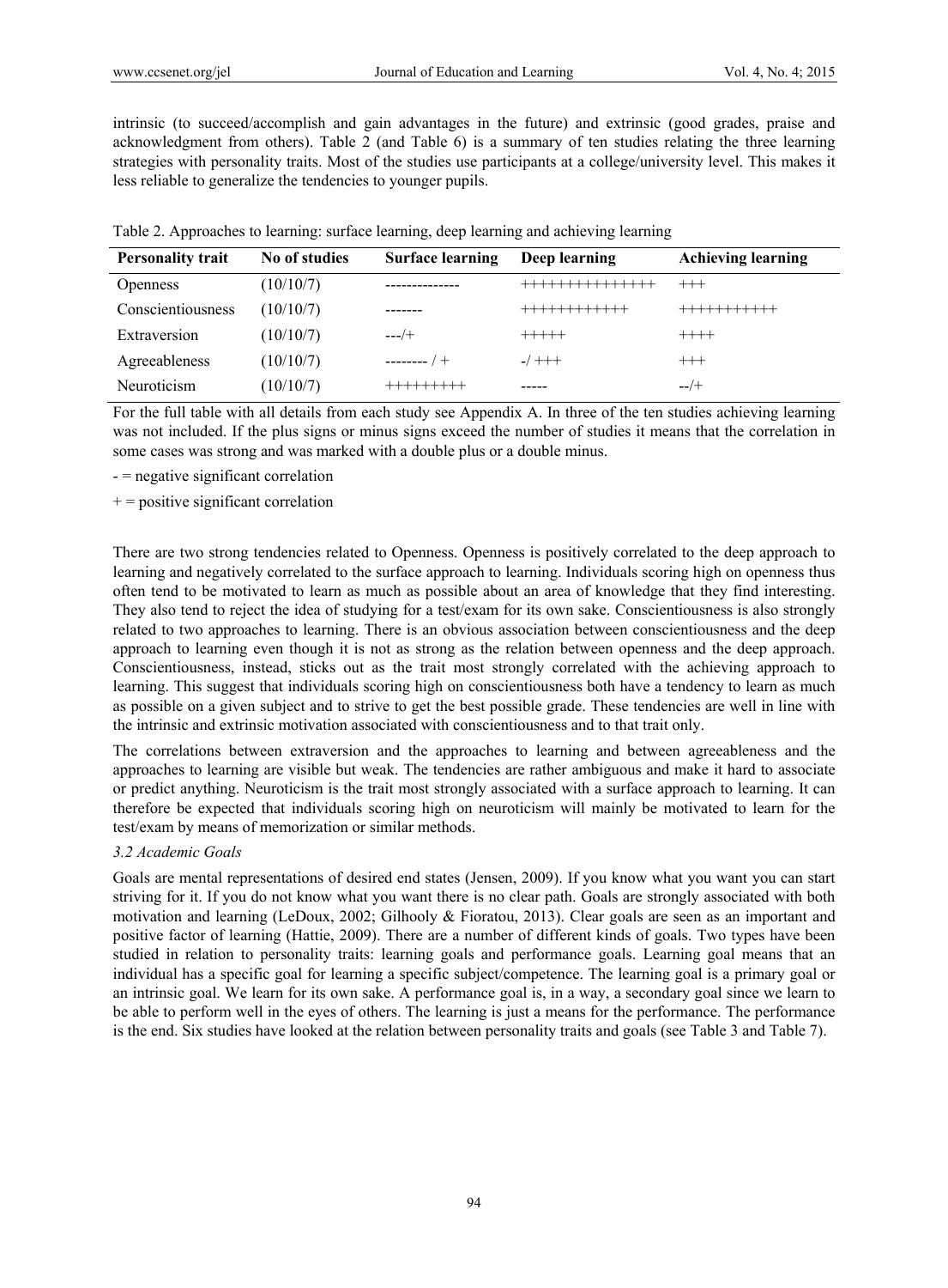intrinsic (to succeed/accomplish and gain advantages in the future) and extrinsic (good grades, praise and acknowledgment from others). Table 2 (and Table 6) is a summary of ten studies relating the three learning strategies with personality traits. Most of the studies use participants at a college/university level. This makes it less reliable to generalize the tendencies to younger pupils.

Table 2. Approaches to learning: surface learning, deep learning and achieving learning

| Personality trait | No of studies | Surface learning | Deep learning | Achieving learning |
|---|---|---|---|---|
| Openness | (10/10/7) | -------------- | +++++++++++++++ | +++ |
| Conscientiousness | (10/10/7) | ------- | ++++++++++++ | +++++++++++ |
| Extraversion | (10/10/7) | ---/+ | +++++ | ++++ |
| Agreeableness | (10/10/7) | -------- / + | -/ +++ | +++ |
| Neuroticism | (10/10/7) | +++++++++ | ----- | --/+ |

For the full table with all details from each study see Appendix A. In three of the ten studies achieving learning was not included. If the plus signs or minus signs exceed the number of studies it means that the correlation in some cases was strong and was marked with a double plus or a double minus.

- = negative significant correlation

+ = positive significant correlation

There are two strong tendencies related to Openness. Openness is positively correlated to the deep approach to learning and negatively correlated to the surface approach to learning. Individuals scoring high on openness thus often tend to be motivated to learn as much as possible about an area of knowledge that they find interesting. They also tend to reject the idea of studying for a test/exam for its own sake. Conscientiousness is also strongly related to two approaches to learning. There is an obvious association between conscientiousness and the deep approach to learning even though it is not as strong as the relation between openness and the deep approach. Conscientiousness, instead, sticks out as the trait most strongly correlated with the achieving approach to learning. This suggest that individuals scoring high on conscientiousness both have a tendency to learn as much as possible on a given subject and to strive to get the best possible grade. These tendencies are well in line with the intrinsic and extrinsic motivation associated with conscientiousness and to that trait only.

The correlations between extraversion and the approaches to learning and between agreeableness and the approaches to learning are visible but weak. The tendencies are rather ambiguous and make it hard to associate or predict anything. Neuroticism is the trait most strongly associated with a surface approach to learning. It can therefore be expected that individuals scoring high on neuroticism will mainly be motivated to learn for the test/exam by means of memorization or similar methods.

### *3.2 Academic Goals*

Goals are mental representations of desired end states (Jensen, 2009). If you know what you want you can start striving for it. If you do not know what you want there is no clear path. Goals are strongly associated with both motivation and learning (LeDoux, 2002; Gilhooly & Fioratou, 2013). Clear goals are seen as an important and positive factor of learning (Hattie, 2009). There are a number of different kinds of goals. Two types have been studied in relation to personality traits: learning goals and performance goals. Learning goal means that an individual has a specific goal for learning a specific subject/competence. The learning goal is a primary goal or an intrinsic goal. We learn for its own sake. A performance goal is, in a way, a secondary goal since we learn to be able to perform well in the eyes of others. The learning is just a means for the performance. The performance is the end. Six studies have looked at the relation between personality traits and goals (see Table 3 and Table 7).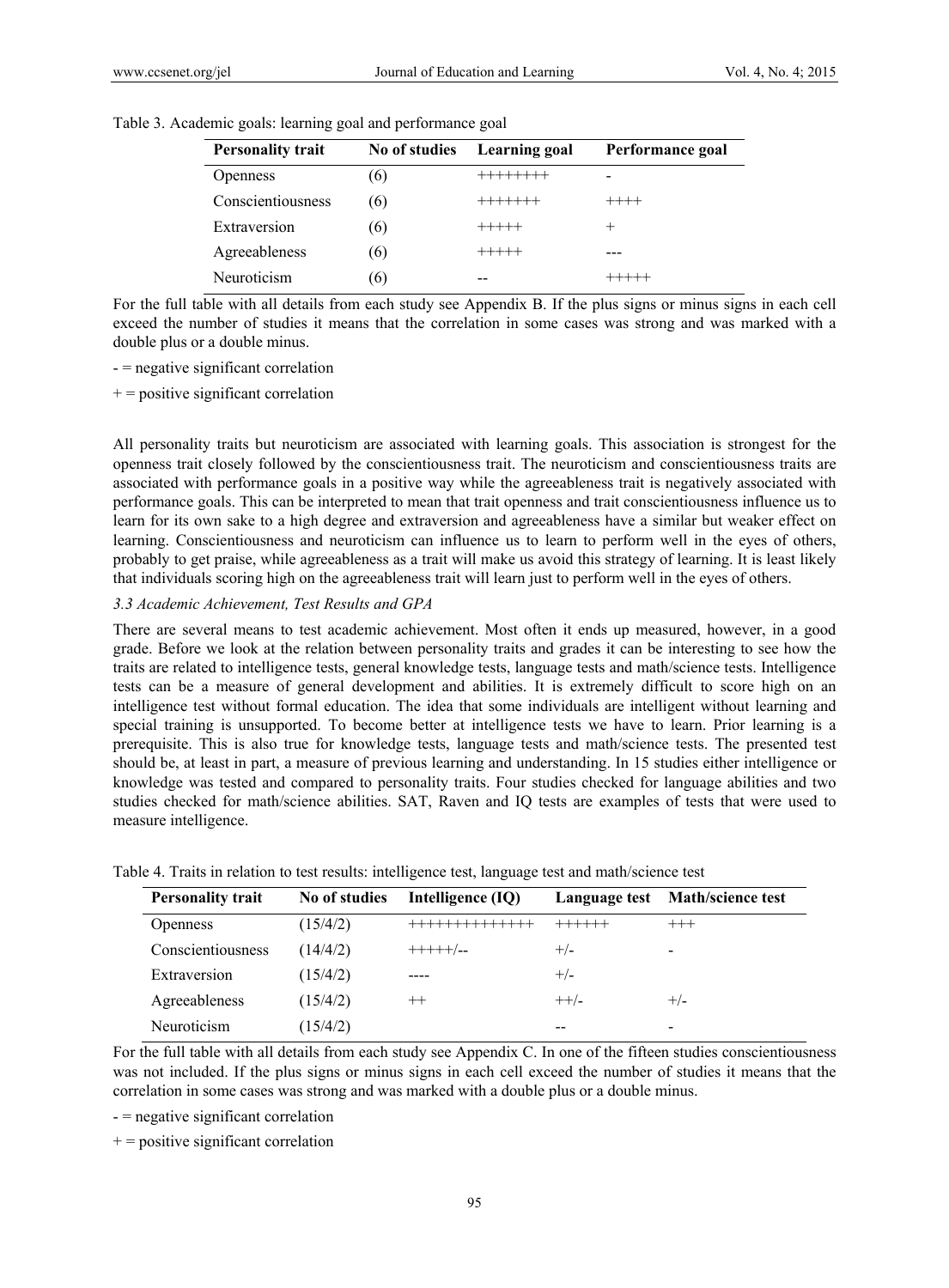Table 3. Academic goals: learning goal and performance goal

| Personality trait | No of studies | Learning goal | Performance goal |
|---|---|---|---|
| Openness | (6) | ++++++++ | - |
| Conscientiousness | (6) | +++++++ | ++++ |
| Extraversion | (6) | +++++ | + |
| Agreeableness | (6) | +++++ | --- |
| Neuroticism | (6) | -- | +++++ |

For the full table with all details from each study see Appendix B. If the plus signs or minus signs in each cell exceed the number of studies it means that the correlation in some cases was strong and was marked with a double plus or a double minus.

- = negative significant correlation

+ = positive significant correlation

All personality traits but neuroticism are associated with learning goals. This association is strongest for the openness trait closely followed by the conscientiousness trait. The neuroticism and conscientiousness traits are associated with performance goals in a positive way while the agreeableness trait is negatively associated with performance goals. This can be interpreted to mean that trait openness and trait conscientiousness influence us to learn for its own sake to a high degree and extraversion and agreeableness have a similar but weaker effect on learning. Conscientiousness and neuroticism can influence us to learn to perform well in the eyes of others, probably to get praise, while agreeableness as a trait will make us avoid this strategy of learning. It is least likely that individuals scoring high on the agreeableness trait will learn just to perform well in the eyes of others.

### *3.3 Academic Achievement, Test Results and GPA*

There are several means to test academic achievement. Most often it ends up measured, however, in a good grade. Before we look at the relation between personality traits and grades it can be interesting to see how the traits are related to intelligence tests, general knowledge tests, language tests and math/science tests. Intelligence tests can be a measure of general development and abilities. It is extremely difficult to score high on an intelligence test without formal education. The idea that some individuals are intelligent without learning and special training is unsupported. To become better at intelligence tests we have to learn. Prior learning is a prerequisite. This is also true for knowledge tests, language tests and math/science tests. The presented test should be, at least in part, a measure of previous learning and understanding. In 15 studies either intelligence or knowledge was tested and compared to personality traits. Four studies checked for language abilities and two studies checked for math/science abilities. SAT, Raven and IQ tests are examples of tests that were used to measure intelligence.

Table 4. Traits in relation to test results: intelligence test, language test and math/science test

| Personality trait | No of studies | Intelligence (IQ) | Language test | Math/science test |
|---|---|---|---|---|
| Openness | (15/4/2) | ++++++++++++++ | ++++++ | +++ |
| Conscientiousness | (14/4/2) | +++++/-- | +/- | - |
| Extraversion | (15/4/2) | ---- | +/- | |
| Agreeableness | (15/4/2) | ++ | ++/- | +/- |
| Neuroticism | (15/4/2) | | -- | - |

For the full table with all details from each study see Appendix C. In one of the fifteen studies conscientiousness was not included. If the plus signs or minus signs in each cell exceed the number of studies it means that the correlation in some cases was strong and was marked with a double plus or a double minus.

- = negative significant correlation

+ = positive significant correlation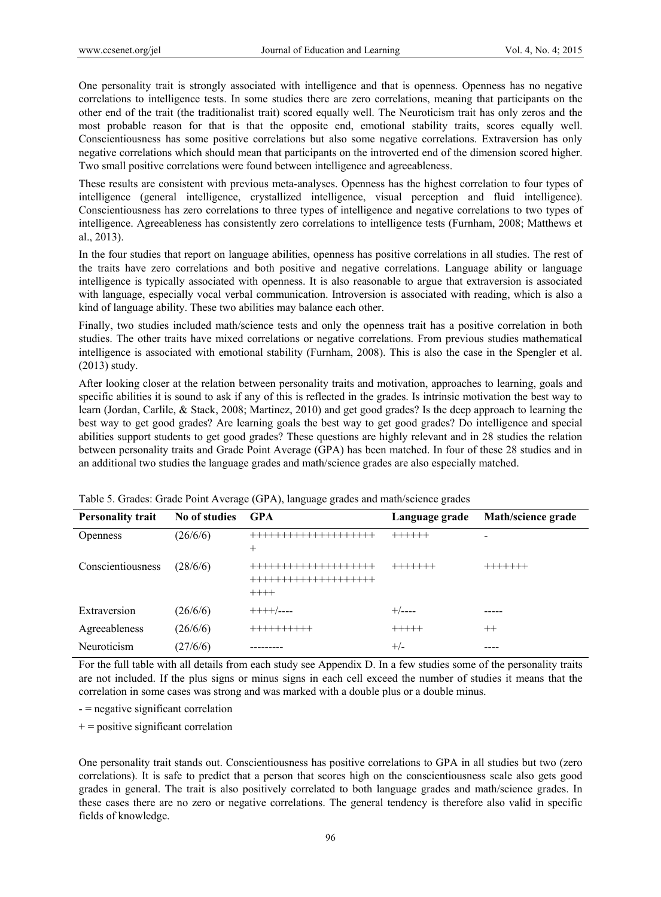One personality trait is strongly associated with intelligence and that is openness. Openness has no negative correlations to intelligence tests. In some studies there are zero correlations, meaning that participants on the other end of the trait (the traditionalist trait) scored equally well. The Neuroticism trait has only zeros and the most probable reason for that is that the opposite end, emotional stability traits, scores equally well. Conscientiousness has some positive correlations but also some negative correlations. Extraversion has only negative correlations which should mean that participants on the introverted end of the dimension scored higher. Two small positive correlations were found between intelligence and agreeableness.

These results are consistent with previous meta-analyses. Openness has the highest correlation to four types of intelligence (general intelligence, crystallized intelligence, visual perception and fluid intelligence). Conscientiousness has zero correlations to three types of intelligence and negative correlations to two types of intelligence. Agreeableness has consistently zero correlations to intelligence tests (Furnham, 2008; Matthews et al., 2013).

In the four studies that report on language abilities, openness has positive correlations in all studies. The rest of the traits have zero correlations and both positive and negative correlations. Language ability or language intelligence is typically associated with openness. It is also reasonable to argue that extraversion is associated with language, especially vocal verbal communication. Introversion is associated with reading, which is also a kind of language ability. These two abilities may balance each other.

Finally, two studies included math/science tests and only the openness trait has a positive correlation in both studies. The other traits have mixed correlations or negative correlations. From previous studies mathematical intelligence is associated with emotional stability (Furnham, 2008). This is also the case in the Spengler et al. (2013) study.

After looking closer at the relation between personality traits and motivation, approaches to learning, goals and specific abilities it is sound to ask if any of this is reflected in the grades. Is intrinsic motivation the best way to learn (Jordan, Carlile, & Stack, 2008; Martinez, 2010) and get good grades? Is the deep approach to learning the best way to get good grades? Are learning goals the best way to get good grades? Do intelligence and special abilities support students to get good grades? These questions are highly relevant and in 28 studies the relation between personality traits and Grade Point Average (GPA) has been matched. In four of these 28 studies and in an additional two studies the language grades and math/science grades are also especially matched.

Table 5. Grades: Grade Point Average (GPA), language grades and math/science grades

| Personality trait | No of studies | GPA | Language grade | Math/science grade |
|---|---|---|---|---|
| Openness | (26/6/6) | ++++++++++++++++++++ + | ++++++ | - |
| Conscientiousness | (28/6/6) | +++++++++++++++++++ +++++++++++++++++++ ++++ | +++++++ | +++++++ |
| Extraversion | (26/6/6) | ++++/---- | +/---- | ----- |
| Agreeableness | (26/6/6) | ++++++++++ | +++++ | ++ |
| Neuroticism | (27/6/6) | --------- | +/- | ---- |

For the full table with all details from each study see Appendix D. In a few studies some of the personality traits are not included. If the plus signs or minus signs in each cell exceed the number of studies it means that the correlation in some cases was strong and was marked with a double plus or a double minus.

- = negative significant correlation

+ = positive significant correlation

One personality trait stands out. Conscientiousness has positive correlations to GPA in all studies but two (zero correlations). It is safe to predict that a person that scores high on the conscientiousness scale also gets good grades in general. The trait is also positively correlated to both language grades and math/science grades. In these cases there are no zero or negative correlations. The general tendency is therefore also valid in specific fields of knowledge.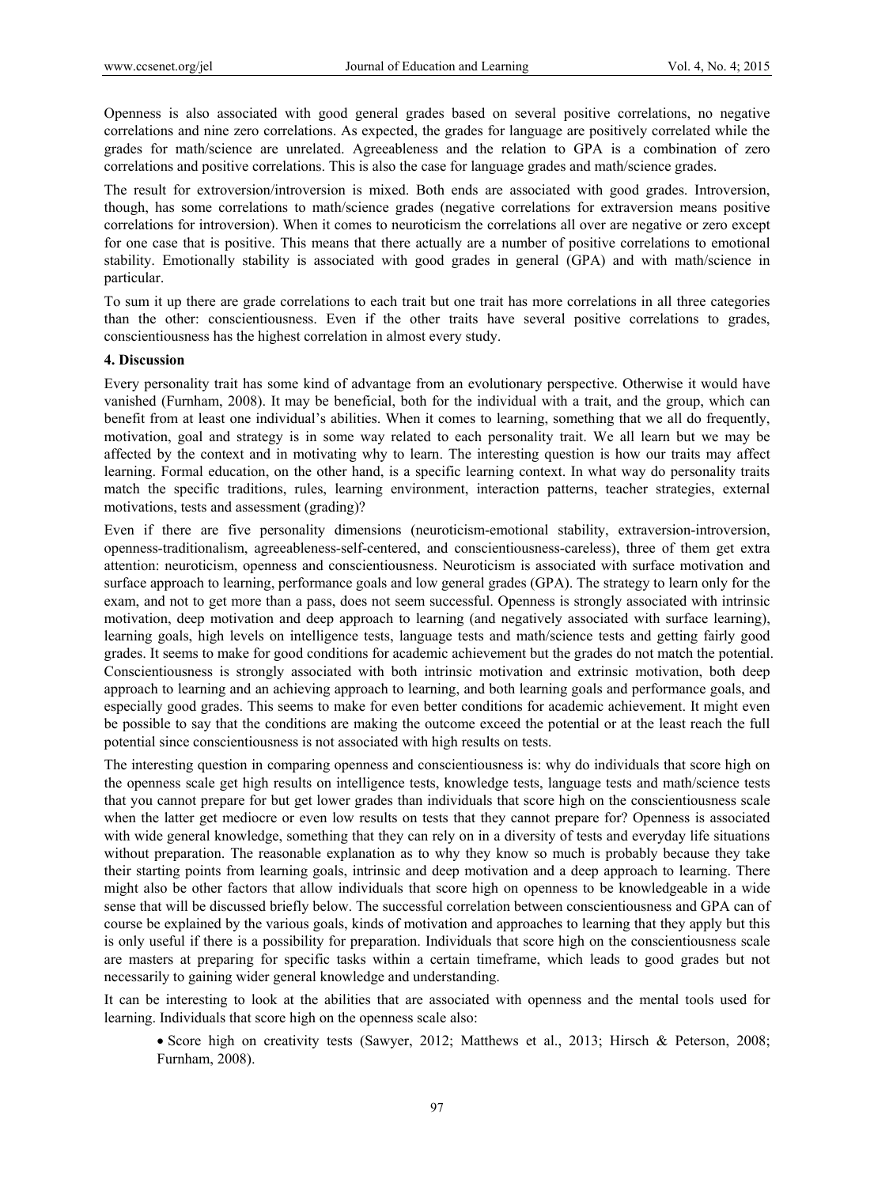Openness is also associated with good general grades based on several positive correlations, no negative correlations and nine zero correlations. As expected, the grades for language are positively correlated while the grades for math/science are unrelated. Agreeableness and the relation to GPA is a combination of zero correlations and positive correlations. This is also the case for language grades and math/science grades.

The result for extroversion/introversion is mixed. Both ends are associated with good grades. Introversion, though, has some correlations to math/science grades (negative correlations for extraversion means positive correlations for introversion). When it comes to neuroticism the correlations all over are negative or zero except for one case that is positive. This means that there actually are a number of positive correlations to emotional stability. Emotionally stability is associated with good grades in general (GPA) and with math/science in particular.

To sum it up there are grade correlations to each trait but one trait has more correlations in all three categories than the other: conscientiousness. Even if the other traits have several positive correlations to grades, conscientiousness has the highest correlation in almost every study.

## 4. Discussion

Every personality trait has some kind of advantage from an evolutionary perspective. Otherwise it would have vanished (Furnham, 2008). It may be beneficial, both for the individual with a trait, and the group, which can benefit from at least one individual's abilities. When it comes to learning, something that we all do frequently, motivation, goal and strategy is in some way related to each personality trait. We all learn but we may be affected by the context and in motivating why to learn. The interesting question is how our traits may affect learning. Formal education, on the other hand, is a specific learning context. In what way do personality traits match the specific traditions, rules, learning environment, interaction patterns, teacher strategies, external motivations, tests and assessment (grading)?

Even if there are five personality dimensions (neuroticism-emotional stability, extraversion-introversion, openness-traditionalism, agreeableness-self-centered, and conscientiousness-careless), three of them get extra attention: neuroticism, openness and conscientiousness. Neuroticism is associated with surface motivation and surface approach to learning, performance goals and low general grades (GPA). The strategy to learn only for the exam, and not to get more than a pass, does not seem successful. Openness is strongly associated with intrinsic motivation, deep motivation and deep approach to learning (and negatively associated with surface learning), learning goals, high levels on intelligence tests, language tests and math/science tests and getting fairly good grades. It seems to make for good conditions for academic achievement but the grades do not match the potential. Conscientiousness is strongly associated with both intrinsic motivation and extrinsic motivation, both deep approach to learning and an achieving approach to learning, and both learning goals and performance goals, and especially good grades. This seems to make for even better conditions for academic achievement. It might even be possible to say that the conditions are making the outcome exceed the potential or at the least reach the full potential since conscientiousness is not associated with high results on tests.

The interesting question in comparing openness and conscientiousness is: why do individuals that score high on the openness scale get high results on intelligence tests, knowledge tests, language tests and math/science tests that you cannot prepare for but get lower grades than individuals that score high on the conscientiousness scale when the latter get mediocre or even low results on tests that they cannot prepare for? Openness is associated with wide general knowledge, something that they can rely on in a diversity of tests and everyday life situations without preparation. The reasonable explanation as to why they know so much is probably because they take their starting points from learning goals, intrinsic and deep motivation and a deep approach to learning. There might also be other factors that allow individuals that score high on openness to be knowledgeable in a wide sense that will be discussed briefly below. The successful correlation between conscientiousness and GPA can of course be explained by the various goals, kinds of motivation and approaches to learning that they apply but this is only useful if there is a possibility for preparation. Individuals that score high on the conscientiousness scale are masters at preparing for specific tasks within a certain timeframe, which leads to good grades but not necessarily to gaining wider general knowledge and understanding.

It can be interesting to look at the abilities that are associated with openness and the mental tools used for learning. Individuals that score high on the openness scale also:

- Score high on creativity tests (Sawyer, 2012; Matthews et al., 2013; Hirsch & Peterson, 2008; Furnham, 2008).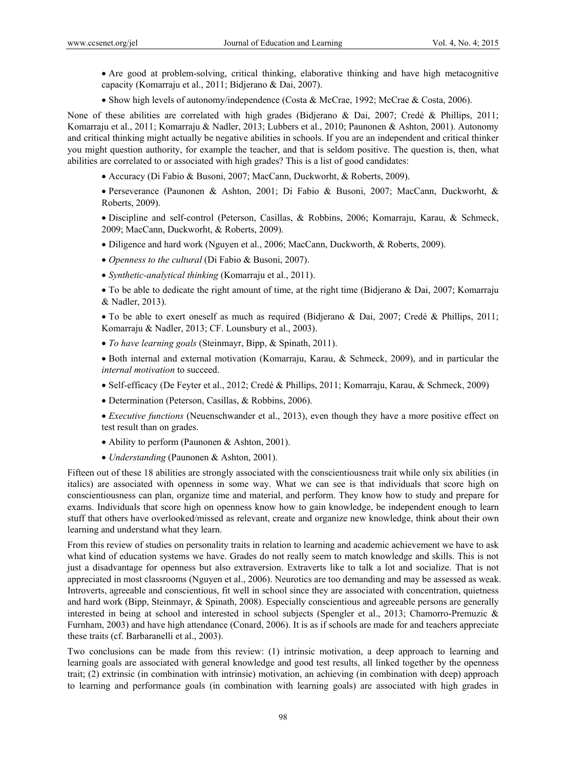- Are good at problem-solving, critical thinking, elaborative thinking and have high metacognitive capacity (Komarraju et al., 2011; Bidjerano & Dai, 2007).
- Show high levels of autonomy/independence (Costa & McCrae, 1992; McCrae & Costa, 2006).

None of these abilities are correlated with high grades (Bidjerano & Dai, 2007; Credé & Phillips, 2011; Komarraju et al., 2011; Komarraju & Nadler, 2013; Lubbers et al., 2010; Paunonen & Ashton, 2001). Autonomy and critical thinking might actually be negative abilities in schools. If you are an independent and critical thinker you might question authority, for example the teacher, and that is seldom positive. The question is, then, what abilities are correlated to or associated with high grades? This is a list of good candidates:

- Accuracy (Di Fabio & Busoni, 2007; MacCann, Duckworht, & Roberts, 2009).
- Perseverance (Paunonen & Ashton, 2001; Di Fabio & Busoni, 2007; MacCann, Duckworht, & Roberts, 2009).
- Discipline and self-control (Peterson, Casillas, & Robbins, 2006; Komarraju, Karau, & Schmeck, 2009; MacCann, Duckworht, & Roberts, 2009).
- Diligence and hard work (Nguyen et al., 2006; MacCann, Duckworth, & Roberts, 2009).
- *Openness to the cultural* (Di Fabio & Busoni, 2007).
- *Synthetic-analytical thinking* (Komarraju et al., 2011).
- To be able to dedicate the right amount of time, at the right time (Bidjerano & Dai, 2007; Komarraju & Nadler, 2013).
- To be able to exert oneself as much as required (Bidjerano & Dai, 2007; Credé & Phillips, 2011; Komarraju & Nadler, 2013; CF. Lounsbury et al., 2003).
- *To have learning goals* (Steinmayr, Bipp, & Spinath, 2011).
- Both internal and external motivation (Komarraju, Karau, & Schmeck, 2009), and in particular the *internal motivation* to succeed.
- Self-efficacy (De Feyter et al., 2012; Credé & Phillips, 2011; Komarraju, Karau, & Schmeck, 2009)
- Determination (Peterson, Casillas, & Robbins, 2006).
- *Executive functions* (Neuenschwander et al., 2013), even though they have a more positive effect on test result than on grades.
- Ability to perform (Paunonen & Ashton, 2001).
- *Understanding* (Paunonen & Ashton, 2001).

Fifteen out of these 18 abilities are strongly associated with the conscientiousness trait while only six abilities (in italics) are associated with openness in some way. What we can see is that individuals that score high on conscientiousness can plan, organize time and material, and perform. They know how to study and prepare for exams. Individuals that score high on openness know how to gain knowledge, be independent enough to learn stuff that others have overlooked/missed as relevant, create and organize new knowledge, think about their own learning and understand what they learn.

From this review of studies on personality traits in relation to learning and academic achievement we have to ask what kind of education systems we have. Grades do not really seem to match knowledge and skills. This is not just a disadvantage for openness but also extraversion. Extraverts like to talk a lot and socialize. That is not appreciated in most classrooms (Nguyen et al., 2006). Neurotics are too demanding and may be assessed as weak. Introverts, agreeable and conscientious, fit well in school since they are associated with concentration, quietness and hard work (Bipp, Steinmayr, & Spinath, 2008). Especially conscientious and agreeable persons are generally interested in being at school and interested in school subjects (Spengler et al., 2013; Chamorro-Premuzic & Furnham, 2003) and have high attendance (Conard, 2006). It is as if schools are made for and teachers appreciate these traits (cf. Barbaranelli et al., 2003).

Two conclusions can be made from this review: (1) intrinsic motivation, a deep approach to learning and learning goals are associated with general knowledge and good test results, all linked together by the openness trait; (2) extrinsic (in combination with intrinsic) motivation, an achieving (in combination with deep) approach to learning and performance goals (in combination with learning goals) are associated with high grades in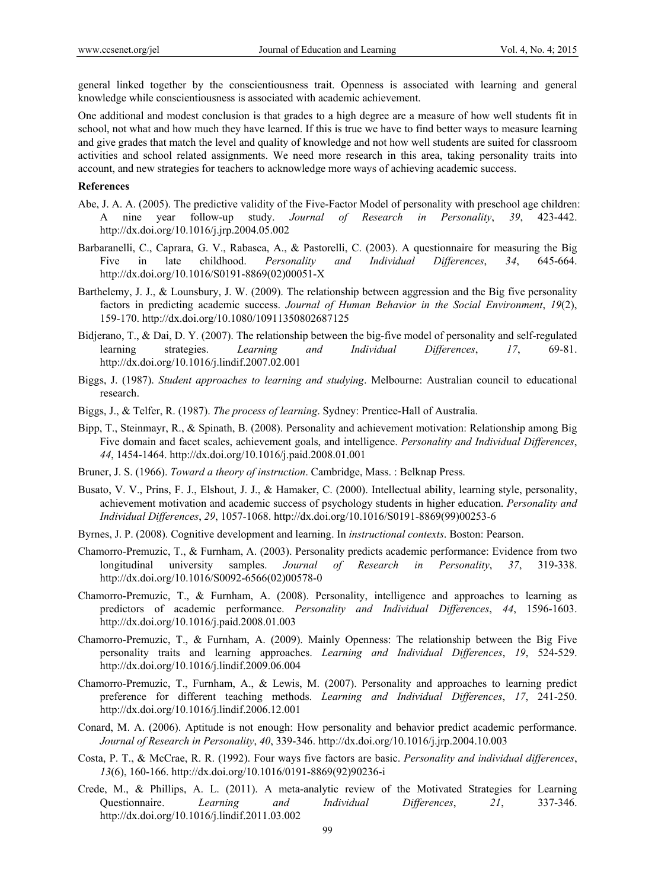general linked together by the conscientiousness trait. Openness is associated with learning and general knowledge while conscientiousness is associated with academic achievement.

One additional and modest conclusion is that grades to a high degree are a measure of how well students fit in school, not what and how much they have learned. If this is true we have to find better ways to measure learning and give grades that match the level and quality of knowledge and not how well students are suited for classroom activities and school related assignments. We need more research in this area, taking personality traits into account, and new strategies for teachers to acknowledge more ways of achieving academic success.

**References**

Abe, J. A. A. (2005). The predictive validity of the Five-Factor Model of personality with preschool age children: A nine year follow-up study. *Journal of Research in Personality*, *39*, 423-442. http://dx.doi.org/10.1016/j.jrp.2004.05.002

Barbaranelli, C., Caprara, G. V., Rabasca, A., & Pastorelli, C. (2003). A questionnaire for measuring the Big Five in late childhood. *Personality and Individual Differences*, *34*, 645-664. http://dx.doi.org/10.1016/S0191-8869(02)00051-X

Barthelemy, J. J., & Lounsbury, J. W. (2009). The relationship between aggression and the Big five personality factors in predicting academic success. *Journal of Human Behavior in the Social Environment*, *19*(2), 159-170. http://dx.doi.org/10.1080/10911350802687125

Bidjerano, T., & Dai, D. Y. (2007). The relationship between the big-five model of personality and self-regulated learning strategies. *Learning and Individual Differences*, *17*, 69-81. http://dx.doi.org/10.1016/j.lindif.2007.02.001

Biggs, J. (1987). *Student approaches to learning and studying*. Melbourne: Australian council to educational research.

Biggs, J., & Telfer, R. (1987). *The process of learning*. Sydney: Prentice-Hall of Australia.

Bipp, T., Steinmayr, R., & Spinath, B. (2008). Personality and achievement motivation: Relationship among Big Five domain and facet scales, achievement goals, and intelligence. *Personality and Individual Differences*, *44*, 1454-1464. http://dx.doi.org/10.1016/j.paid.2008.01.001

Bruner, J. S. (1966). *Toward a theory of instruction*. Cambridge, Mass. : Belknap Press.

Busato, V. V., Prins, F. J., Elshout, J. J., & Hamaker, C. (2000). Intellectual ability, learning style, personality, achievement motivation and academic success of psychology students in higher education. *Personality and Individual Differences*, *29*, 1057-1068. http://dx.doi.org/10.1016/S0191-8869(99)00253-6

Byrnes, J. P. (2008). Cognitive development and learning. In *instructional contexts*. Boston: Pearson.

Chamorro-Premuzic, T., & Furnham, A. (2003). Personality predicts academic performance: Evidence from two longitudinal university samples. *Journal of Research in Personality*, *37*, 319-338. http://dx.doi.org/10.1016/S0092-6566(02)00578-0

Chamorro-Premuzic, T., & Furnham, A. (2008). Personality, intelligence and approaches to learning as predictors of academic performance. *Personality and Individual Differences*, *44*, 1596-1603. http://dx.doi.org/10.1016/j.paid.2008.01.003

Chamorro-Premuzic, T., & Furnham, A. (2009). Mainly Openness: The relationship between the Big Five personality traits and learning approaches. *Learning and Individual Differences*, *19*, 524-529. http://dx.doi.org/10.1016/j.lindif.2009.06.004

Chamorro-Premuzic, T., Furnham, A., & Lewis, M. (2007). Personality and approaches to learning predict preference for different teaching methods. *Learning and Individual Differences*, *17*, 241-250. http://dx.doi.org/10.1016/j.lindif.2006.12.001

Conard, M. A. (2006). Aptitude is not enough: How personality and behavior predict academic performance. *Journal of Research in Personality*, *40*, 339-346. http://dx.doi.org/10.1016/j.jrp.2004.10.003

Costa, P. T., & McCrae, R. R. (1992). Four ways five factors are basic. *Personality and individual differences*, *13*(6), 160-166. http://dx.doi.org/10.1016/0191-8869(92)90236-i

Crede, M., & Phillips, A. L. (2011). A meta-analytic review of the Motivated Strategies for Learning Questionnaire. *Learning and Individual Differences*, *21*, 337-346. http://dx.doi.org/10.1016/j.lindif.2011.03.002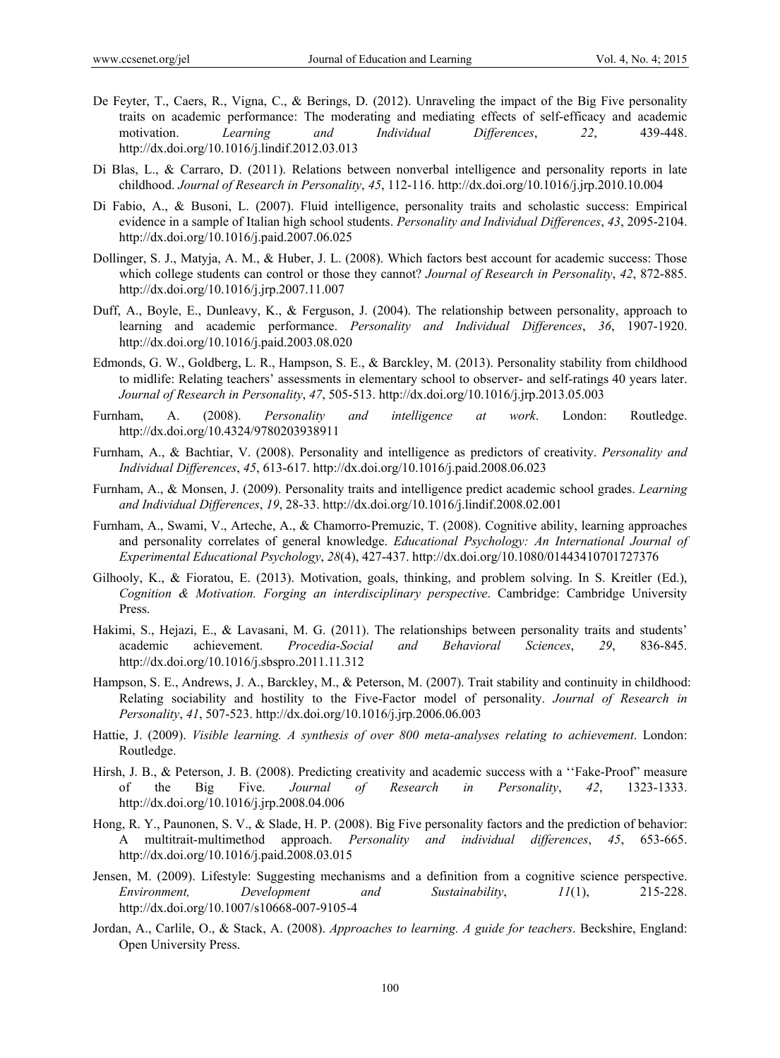De Feyter, T., Caers, R., Vigna, C., & Berings, D. (2012). Unraveling the impact of the Big Five personality traits on academic performance: The moderating and mediating effects of self-efficacy and academic motivation. *Learning and Individual Differences*, *22*, 439-448. http://dx.doi.org/10.1016/j.lindif.2012.03.013

Di Blas, L., & Carraro, D. (2011). Relations between nonverbal intelligence and personality reports in late childhood. *Journal of Research in Personality*, *45*, 112-116. http://dx.doi.org/10.1016/j.jrp.2010.10.004

Di Fabio, A., & Busoni, L. (2007). Fluid intelligence, personality traits and scholastic success: Empirical evidence in a sample of Italian high school students. *Personality and Individual Differences*, *43*, 2095-2104. http://dx.doi.org/10.1016/j.paid.2007.06.025

Dollinger, S. J., Matyja, A. M., & Huber, J. L. (2008). Which factors best account for academic success: Those which college students can control or those they cannot? *Journal of Research in Personality*, *42*, 872-885. http://dx.doi.org/10.1016/j.jrp.2007.11.007

Duff, A., Boyle, E., Dunleavy, K., & Ferguson, J. (2004). The relationship between personality, approach to learning and academic performance. *Personality and Individual Differences*, *36*, 1907-1920. http://dx.doi.org/10.1016/j.paid.2003.08.020

Edmonds, G. W., Goldberg, L. R., Hampson, S. E., & Barckley, M. (2013). Personality stability from childhood to midlife: Relating teachers' assessments in elementary school to observer- and self-ratings 40 years later. *Journal of Research in Personality*, *47*, 505-513. http://dx.doi.org/10.1016/j.jrp.2013.05.003

Furnham, A. (2008). *Personality and intelligence at work*. London: Routledge. http://dx.doi.org/10.4324/9780203938911

Furnham, A., & Bachtiar, V. (2008). Personality and intelligence as predictors of creativity. *Personality and Individual Differences*, *45*, 613-617. http://dx.doi.org/10.1016/j.paid.2008.06.023

Furnham, A., & Monsen, J. (2009). Personality traits and intelligence predict academic school grades. *Learning and Individual Differences*, *19*, 28-33. http://dx.doi.org/10.1016/j.lindif.2008.02.001

Furnham, A., Swami, V., Arteche, A., & Chamorro-Premuzic, T. (2008). Cognitive ability, learning approaches and personality correlates of general knowledge. *Educational Psychology: An International Journal of Experimental Educational Psychology*, *28*(4), 427-437. http://dx.doi.org/10.1080/01443410701727376

Gilhooly, K., & Fioratou, E. (2013). Motivation, goals, thinking, and problem solving. In S. Kreitler (Ed.), *Cognition & Motivation. Forging an interdisciplinary perspective*. Cambridge: Cambridge University Press.

Hakimi, S., Hejazi, E., & Lavasani, M. G. (2011). The relationships between personality traits and students' academic achievement. *Procedia-Social and Behavioral Sciences*, *29*, 836-845. http://dx.doi.org/10.1016/j.sbspro.2011.11.312

Hampson, S. E., Andrews, J. A., Barckley, M., & Peterson, M. (2007). Trait stability and continuity in childhood: Relating sociability and hostility to the Five-Factor model of personality. *Journal of Research in Personality*, *41*, 507-523. http://dx.doi.org/10.1016/j.jrp.2006.06.003

Hattie, J. (2009). *Visible learning. A synthesis of over 800 meta-analyses relating to achievement*. London: Routledge.

Hirsh, J. B., & Peterson, J. B. (2008). Predicting creativity and academic success with a ''Fake-Proof" measure of the Big Five. *Journal of Research in Personality*, *42*, 1323-1333. http://dx.doi.org/10.1016/j.jrp.2008.04.006

Hong, R. Y., Paunonen, S. V., & Slade, H. P. (2008). Big Five personality factors and the prediction of behavior: A multitrait-multimethod approach. *Personality and individual differences*, *45*, 653-665. http://dx.doi.org/10.1016/j.paid.2008.03.015

Jensen, M. (2009). Lifestyle: Suggesting mechanisms and a definition from a cognitive science perspective. *Environment, Development and Sustainability*, *11*(1), 215-228. http://dx.doi.org/10.1007/s10668-007-9105-4

Jordan, A., Carlile, O., & Stack, A. (2008). *Approaches to learning. A guide for teachers*. Beckshire, England: Open University Press.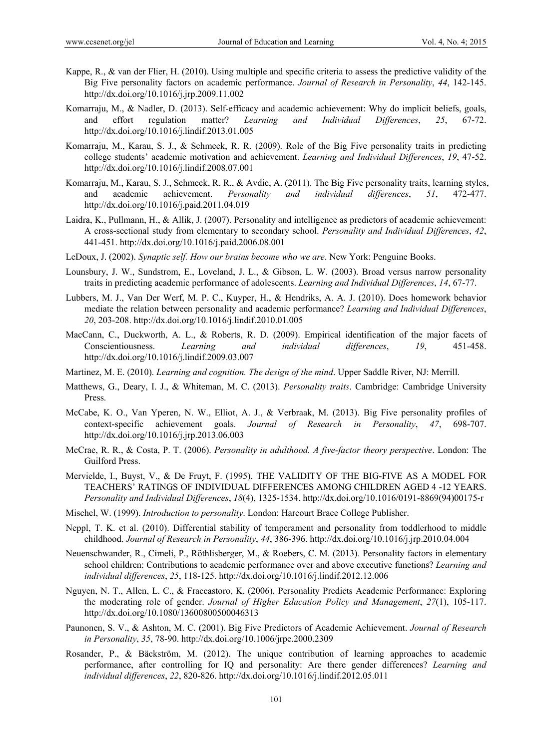Kappe, R., & van der Flier, H. (2010). Using multiple and specific criteria to assess the predictive validity of the Big Five personality factors on academic performance. *Journal of Research in Personality*, *44*, 142-145. http://dx.doi.org/10.1016/j.jrp.2009.11.002

Komarraju, M., & Nadler, D. (2013). Self-efficacy and academic achievement: Why do implicit beliefs, goals, and effort regulation matter? *Learning and Individual Differences*, *25*, 67-72. http://dx.doi.org/10.1016/j.lindif.2013.01.005

Komarraju, M., Karau, S. J., & Schmeck, R. R. (2009). Role of the Big Five personality traits in predicting college students' academic motivation and achievement. *Learning and Individual Differences*, *19*, 47-52. http://dx.doi.org/10.1016/j.lindif.2008.07.001

Komarraju, M., Karau, S. J., Schmeck, R. R., & Avdic, A. (2011). The Big Five personality traits, learning styles, and academic achievement. *Personality and individual differences*, *51*, 472-477. http://dx.doi.org/10.1016/j.paid.2011.04.019

Laidra, K., Pullmann, H., & Allik, J. (2007). Personality and intelligence as predictors of academic achievement: A cross-sectional study from elementary to secondary school. *Personality and Individual Differences*, *42*, 441-451. http://dx.doi.org/10.1016/j.paid.2006.08.001

LeDoux, J. (2002). *Synaptic self. How our brains become who we are*. New York: Penguine Books.

Lounsbury, J. W., Sundstrom, E., Loveland, J. L., & Gibson, L. W. (2003). Broad versus narrow personality traits in predicting academic performance of adolescents. *Learning and Individual Differences*, *14*, 67-77.

Lubbers, M. J., Van Der Werf, M. P. C., Kuyper, H., & Hendriks, A. A. J. (2010). Does homework behavior mediate the relation between personality and academic performance? *Learning and Individual Differences*, *20*, 203-208. http://dx.doi.org/10.1016/j.lindif.2010.01.005

MacCann, C., Duckworth, A. L., & Roberts, R. D. (2009). Empirical identification of the major facets of Conscientiousness. *Learning and individual differences*, *19*, 451-458. http://dx.doi.org/10.1016/j.lindif.2009.03.007

Martinez, M. E. (2010). *Learning and cognition. The design of the mind*. Upper Saddle River, NJ: Merrill.

Matthews, G., Deary, I. J., & Whiteman, M. C. (2013). *Personality traits*. Cambridge: Cambridge University Press.

McCabe, K. O., Van Yperen, N. W., Elliot, A. J., & Verbraak, M. (2013). Big Five personality profiles of context-specific achievement goals. *Journal of Research in Personality*, *47*, 698-707. http://dx.doi.org/10.1016/j.jrp.2013.06.003

McCrae, R. R., & Costa, P. T. (2006). *Personality in adulthood. A five-factor theory perspective*. London: The Guilford Press.

Mervielde, I., Buyst, V., & De Fruyt, F. (1995). THE VALIDITY OF THE BIG-FIVE AS A MODEL FOR TEACHERS' RATINGS OF INDIVIDUAL DIFFERENCES AMONG CHILDREN AGED 4 -12 YEARS. *Personality and Individual Differences*, *18*(4), 1325-1534. http://dx.doi.org/10.1016/0191-8869(94)00175-r

Mischel, W. (1999). *Introduction to personality*. London: Harcourt Brace College Publisher.

Neppl, T. K. et al. (2010). Differential stability of temperament and personality from toddlerhood to middle childhood. *Journal of Research in Personality*, *44*, 386-396. http://dx.doi.org/10.1016/j.jrp.2010.04.004

Neuenschwander, R., Cimeli, P., Röthlisberger, M., & Roebers, C. M. (2013). Personality factors in elementary school children: Contributions to academic performance over and above executive functions? *Learning and individual differences*, *25*, 118-125. http://dx.doi.org/10.1016/j.lindif.2012.12.006

Nguyen, N. T., Allen, L. C., & Fraccastoro, K. (2006). Personality Predicts Academic Performance: Exploring the moderating role of gender. *Journal of Higher Education Policy and Management*, *27*(1), 105-117. http://dx.doi.org/10.1080/13600800500046313

Paunonen, S. V., & Ashton, M. C. (2001). Big Five Predictors of Academic Achievement. *Journal of Research in Personality*, *35*, 78-90. http://dx.doi.org/10.1006/jrpe.2000.2309

Rosander, P., & Bäckström, M. (2012). The unique contribution of learning approaches to academic performance, after controlling for IQ and personality: Are there gender differences? *Learning and individual differences*, *22*, 820-826. http://dx.doi.org/10.1016/j.lindif.2012.05.011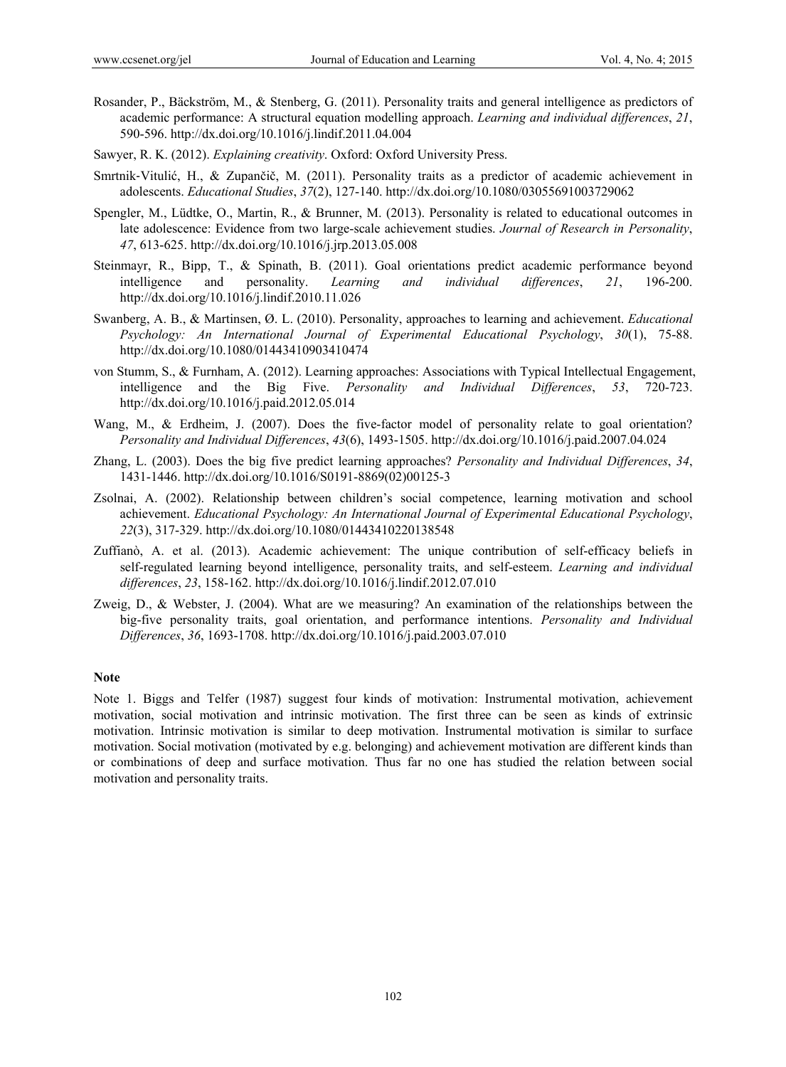Rosander, P., Bäckström, M., & Stenberg, G. (2011). Personality traits and general intelligence as predictors of academic performance: A structural equation modelling approach. *Learning and individual differences*, *21*, 590-596. http://dx.doi.org/10.1016/j.lindif.2011.04.004

Sawyer, R. K. (2012). *Explaining creativity*. Oxford: Oxford University Press.

Smrtnik-Vitulić, H., & Zupančič, M. (2011). Personality traits as a predictor of academic achievement in adolescents. *Educational Studies*, *37*(2), 127-140. http://dx.doi.org/10.1080/03055691003729062

Spengler, M., Lüdtke, O., Martin, R., & Brunner, M. (2013). Personality is related to educational outcomes in late adolescence: Evidence from two large-scale achievement studies. *Journal of Research in Personality*, *47*, 613-625. http://dx.doi.org/10.1016/j.jrp.2013.05.008

Steinmayr, R., Bipp, T., & Spinath, B. (2011). Goal orientations predict academic performance beyond intelligence and personality. *Learning and individual differences*, *21*, 196-200. http://dx.doi.org/10.1016/j.lindif.2010.11.026

Swanberg, A. B., & Martinsen, Ø. L. (2010). Personality, approaches to learning and achievement. *Educational Psychology: An International Journal of Experimental Educational Psychology*, *30*(1), 75-88. http://dx.doi.org/10.1080/01443410903410474

von Stumm, S., & Furnham, A. (2012). Learning approaches: Associations with Typical Intellectual Engagement, intelligence and the Big Five. *Personality and Individual Differences*, *53*, 720-723. http://dx.doi.org/10.1016/j.paid.2012.05.014

Wang, M., & Erdheim, J. (2007). Does the five-factor model of personality relate to goal orientation? *Personality and Individual Differences*, *43*(6), 1493-1505. http://dx.doi.org/10.1016/j.paid.2007.04.024

Zhang, L. (2003). Does the big five predict learning approaches? *Personality and Individual Differences*, *34*, 1431-1446. http://dx.doi.org/10.1016/S0191-8869(02)00125-3

Zsolnai, A. (2002). Relationship between children's social competence, learning motivation and school achievement. *Educational Psychology: An International Journal of Experimental Educational Psychology*, *22*(3), 317-329. http://dx.doi.org/10.1080/01443410220138548

Zuffianò, A. et al. (2013). Academic achievement: The unique contribution of self-efficacy beliefs in self-regulated learning beyond intelligence, personality traits, and self-esteem. *Learning and individual differences*, *23*, 158-162. http://dx.doi.org/10.1016/j.lindif.2012.07.010

Zweig, D., & Webster, J. (2004). What are we measuring? An examination of the relationships between the big-five personality traits, goal orientation, and performance intentions. *Personality and Individual Differences*, *36*, 1693-1708. http://dx.doi.org/10.1016/j.paid.2003.07.010

**Note**

Note 1. Biggs and Telfer (1987) suggest four kinds of motivation: Instrumental motivation, achievement motivation, social motivation and intrinsic motivation. The first three can be seen as kinds of extrinsic motivation. Intrinsic motivation is similar to deep motivation. Instrumental motivation is similar to surface motivation. Social motivation (motivated by e.g. belonging) and achievement motivation are different kinds than or combinations of deep and surface motivation. Thus far no one has studied the relation between social motivation and personality traits.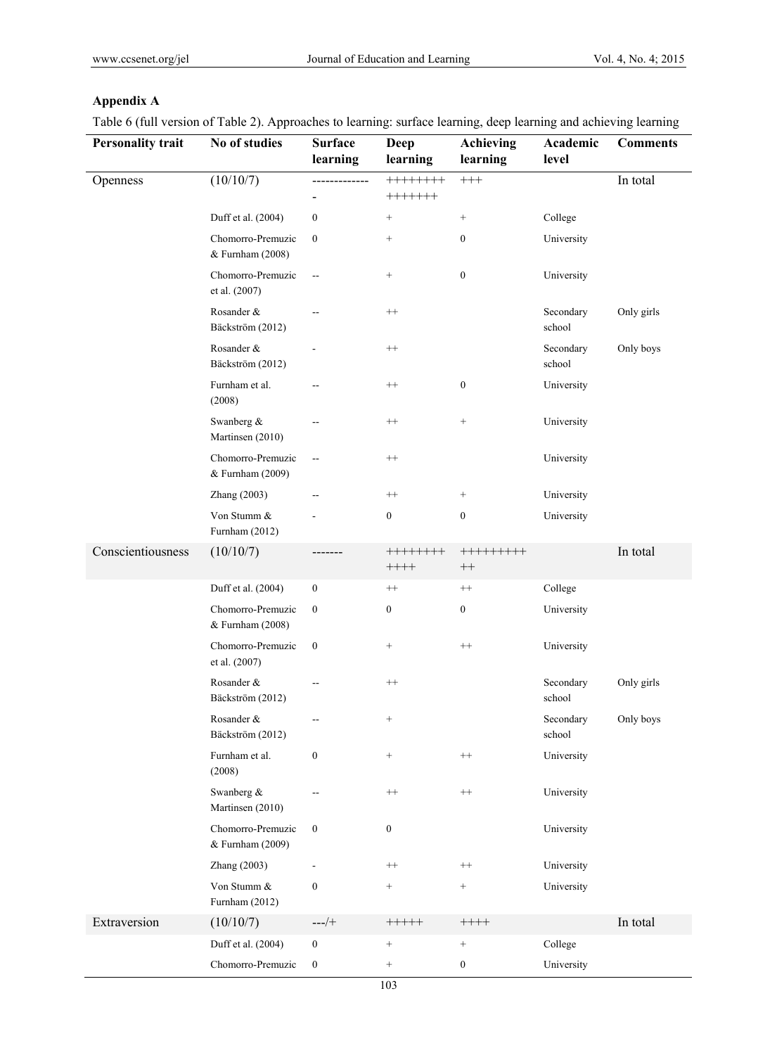## Appendix A

Table 6 (full version of Table 2). Approaches to learning: surface learning, deep learning and achieving learning

| Personality trait | No of studies | Surface learning | Deep learning | Achieving learning | Academic level | Comments |
|---|---|---|---|---|---|---|
| Openness | (10/10/7) | -------------- | +++++++++++++++ | +++ | | In total |
| | Duff et al. (2004) | 0 | + | + | College | |
| | Chomorro-Premuzic & Furnham (2008) | 0 | + | 0 | University | |
| | Chomorro-Premuzic et al. (2007) | -- | + | 0 | University | |
| | Rosander & Bäckström (2012) | -- | ++ | | Secondary school | Only girls |
| | Rosander & Bäckström (2012) | - | ++ | | Secondary school | Only boys |
| | Furnham et al. (2008) | -- | ++ | 0 | University | |
| | Swanberg & Martinsen (2010) | -- | ++ | + | University | |
| | Chomorro-Premuzic & Furnham (2009) | -- | ++ | | University | |
| | Zhang (2003) | -- | ++ | + | University | |
| | Von Stumm & Furnham (2012) | - | 0 | 0 | University | |
| Conscientiousness | (10/10/7) | ------- | ++++++++++++ | +++++++++++ | | In total |
| | Duff et al. (2004) | 0 | ++ | ++ | College | |
| | Chomorro-Premuzic & Furnham (2008) | 0 | 0 | 0 | University | |
| | Chomorro-Premuzic et al. (2007) | 0 | + | ++ | University | |
| | Rosander & Bäckström (2012) | -- | ++ | | Secondary school | Only girls |
| | Rosander & Bäckström (2012) | -- | + | | Secondary school | Only boys |
| | Furnham et al. (2008) | 0 | + | ++ | University | |
| | Swanberg & Martinsen (2010) | -- | ++ | ++ | University | |
| | Chomorro-Premuzic & Furnham (2009) | 0 | 0 | | University | |
| | Zhang (2003) | - | ++ | ++ | University | |
| | Von Stumm & Furnham (2012) | 0 | + | + | University | |
| Extraversion | (10/10/7) | ---/+ | +++++ | ++++ | | In total |
| | Duff et al. (2004) | 0 | + | + | College | |
| | Chomorro-Premuzic | 0 | + | 0 | University | |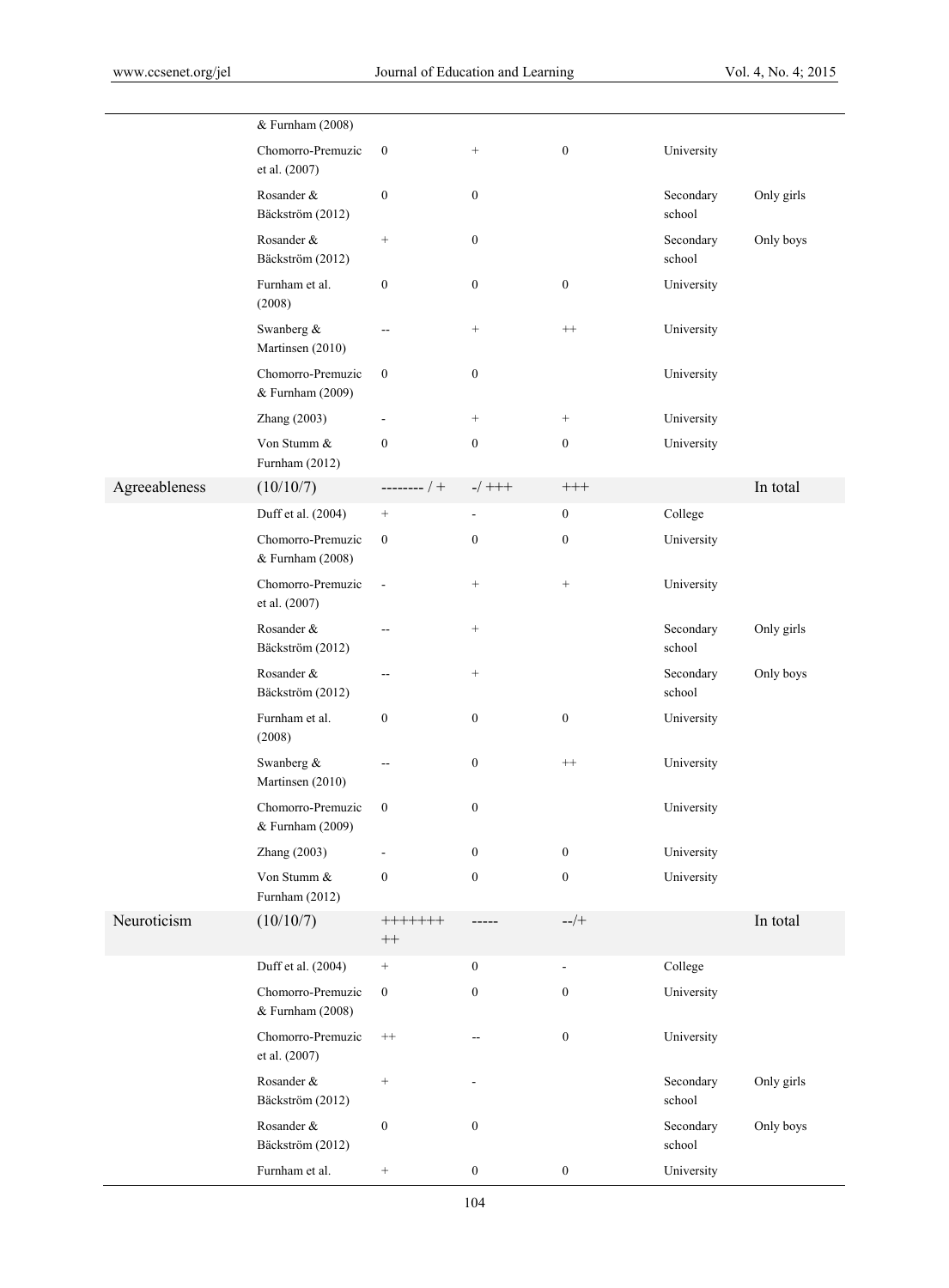| | & Furnham (2008) | | | | | |
|---|---|---|---|---|---|---|
| | Chomorro-Premuzic et al. (2007) | 0 | + | 0 | University | |
| | Rosander & Bäckström (2012) | 0 | 0 | | Secondary school | Only girls |
| | Rosander & Bäckström (2012) | + | 0 | | Secondary school | Only boys |
| | Furnham et al. (2008) | 0 | 0 | 0 | University | |
| | Swanberg & Martinsen (2010) | -- | + | ++ | University | |
| | Chomorro-Premuzic & Furnham (2009) | 0 | 0 | | University | |
| | Zhang (2003) | - | + | + | University | |
| | Von Stumm & Furnham (2012) | 0 | 0 | 0 | University | |
| Agreeableness | (10/10/7) | -------- / + | -/ +++ | +++ | | In total |
| | Duff et al. (2004) | + | - | 0 | College | |
| | Chomorro-Premuzic & Furnham (2008) | 0 | 0 | 0 | University | |
| | Chomorro-Premuzic et al. (2007) | - | + | + | University | |
| | Rosander & Bäckström (2012) | -- | + | | Secondary school | Only girls |
| | Rosander & Bäckström (2012) | -- | + | | Secondary school | Only boys |
| | Furnham et al. (2008) | 0 | 0 | 0 | University | |
| | Swanberg & Martinsen (2010) | -- | 0 | ++ | University | |
| | Chomorro-Premuzic & Furnham (2009) | 0 | 0 | | University | |
| | Zhang (2003) | - | 0 | 0 | University | |
| | Von Stumm & Furnham (2012) | 0 | 0 | 0 | University | |
| Neuroticism | (10/10/7) | +++++++ ++ | ----- | --/+ | | In total |
| | Duff et al. (2004) | + | 0 | - | College | |
| | Chomorro-Premuzic & Furnham (2008) | 0 | 0 | 0 | University | |
| | Chomorro-Premuzic et al. (2007) | ++ | -- | 0 | University | |
| | Rosander & Bäckström (2012) | + | - | | Secondary school | Only girls |
| | Rosander & Bäckström (2012) | 0 | 0 | | Secondary school | Only boys |
| | Furnham et al. | + | 0 | 0 | University | |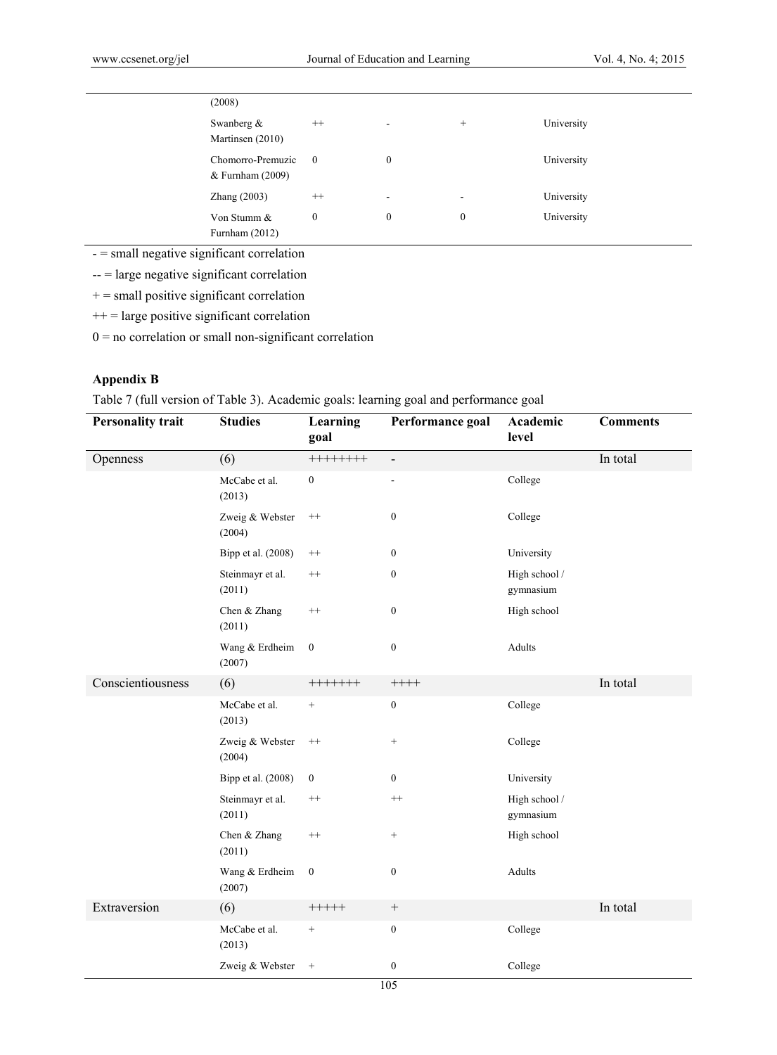| | | | | | |
|---|---|---|---|---|---|
| | (2008) | | | | |
| | Swanberg & Martinsen (2010) | ++ | - | + | University |
| | Chomorro-Premuzic & Furnham (2009) | 0 | 0 | | University |
| | Zhang (2003) | ++ | - | - | University |
| | Von Stumm & Furnham (2012) | 0 | 0 | 0 | University |

- = small negative significant correlation

-- = large negative significant correlation

+ = small positive significant correlation

++ = large positive significant correlation

0 = no correlation or small non-significant correlation

**Appendix B**

Table 7 (full version of Table 3). Academic goals: learning goal and performance goal

| Personality trait | Studies | Learning goal | Performance goal | Academic level | Comments |
|---|---|---|---|---|---|
| Openness | (6) | ++++++++ | - | | In total |
| | McCabe et al. (2013) | 0 | - | College | |
| | Zweig & Webster (2004) | ++ | 0 | College | |
| | Bipp et al. (2008) | ++ | 0 | University | |
| | Steinmayr et al. (2011) | ++ | 0 | High school / gymnasium | |
| | Chen & Zhang (2011) | ++ | 0 | High school | |
| | Wang & Erdheim (2007) | 0 | 0 | Adults | |
| Conscientiousness | (6) | +++++++ | ++++ | | In total |
| | McCabe et al. (2013) | + | 0 | College | |
| | Zweig & Webster (2004) | ++ | + | College | |
| | Bipp et al. (2008) | 0 | 0 | University | |
| | Steinmayr et al. (2011) | ++ | ++ | High school / gymnasium | |
| | Chen & Zhang (2011) | ++ | + | High school | |
| | Wang & Erdheim (2007) | 0 | 0 | Adults | |
| Extraversion | (6) | +++++ | + | | In total |
| | McCabe et al. (2013) | + | 0 | College | |
| | Zweig & Webster | + | 0 | College | |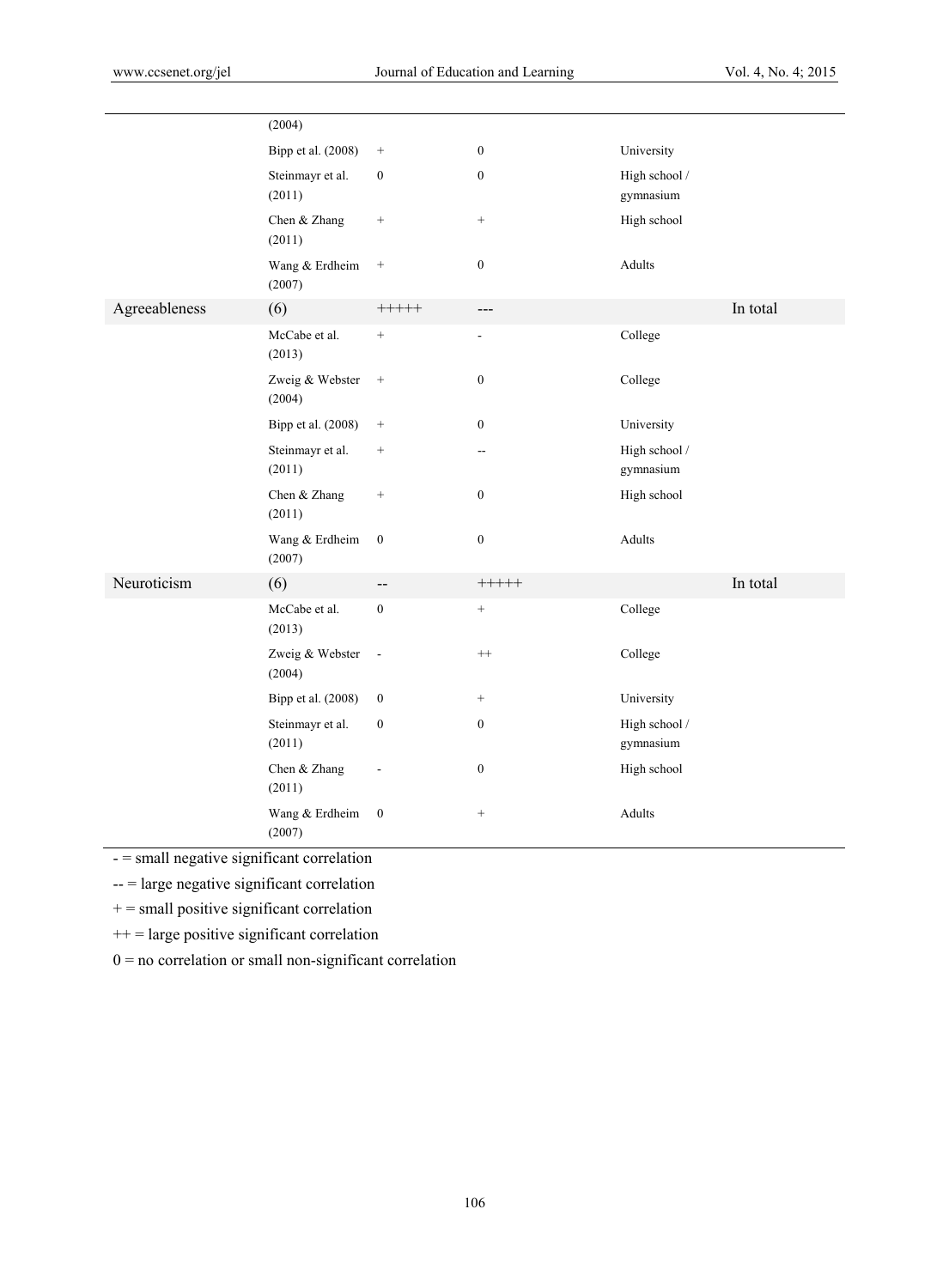| | | | | | |
|---|---|---|---|---|---|
| | (2004) | | | | |
| | Bipp et al. (2008) | + | 0 | University | |
| | Steinmayr et al. (2011) | 0 | 0 | High school / gymnasium | |
| | Chen & Zhang (2011) | + | + | High school | |
| | Wang & Erdheim (2007) | + | 0 | Adults | |
| Agreeableness | (6) | +++++ | --- | | In total |
| | McCabe et al. (2013) | + | - | College | |
| | Zweig & Webster (2004) | + | 0 | College | |
| | Bipp et al. (2008) | + | 0 | University | |
| | Steinmayr et al. (2011) | + | -- | High school / gymnasium | |
| | Chen & Zhang (2011) | + | 0 | High school | |
| | Wang & Erdheim (2007) | 0 | 0 | Adults | |
| Neuroticism | (6) | -- | +++++ | | In total |
| | McCabe et al. (2013) | 0 | + | College | |
| | Zweig & Webster (2004) | - | ++ | College | |
| | Bipp et al. (2008) | 0 | + | University | |
| | Steinmayr et al. (2011) | 0 | 0 | High school / gymnasium | |
| | Chen & Zhang (2011) | - | 0 | High school | |
| | Wang & Erdheim (2007) | 0 | + | Adults | |

- = small negative significant correlation

-- = large negative significant correlation

+ = small positive significant correlation

++ = large positive significant correlation

0 = no correlation or small non-significant correlation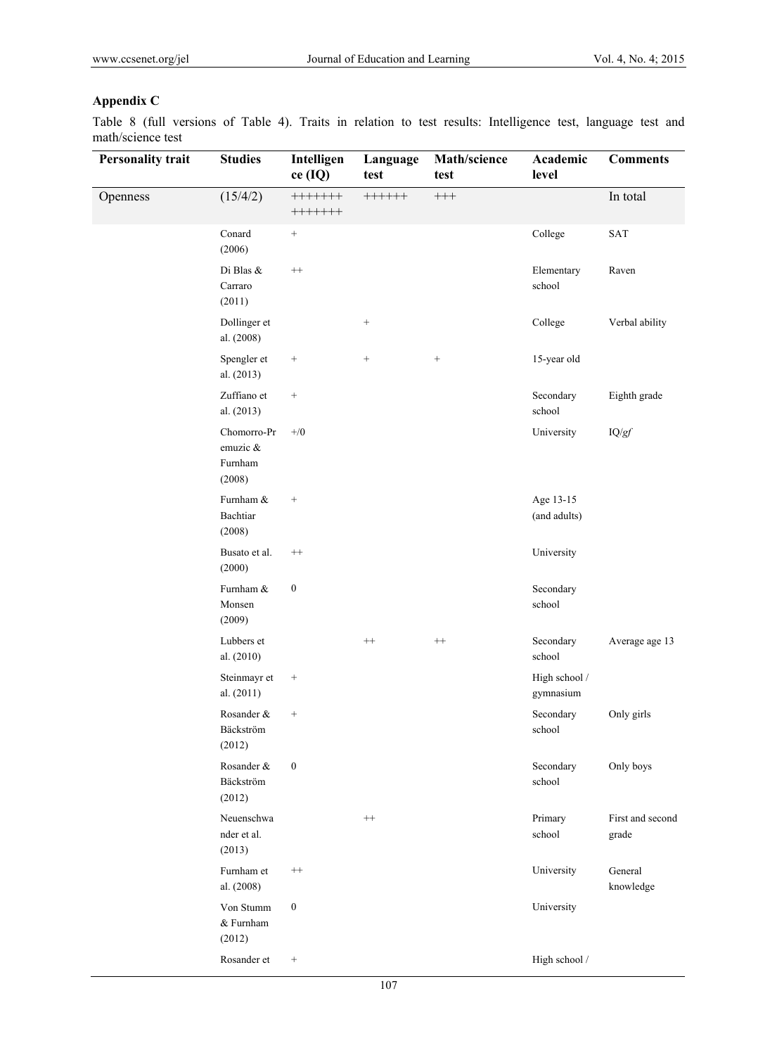## Appendix C

Table 8 (full versions of Table 4). Traits in relation to test results: Intelligence test, language test and math/science test

| Personality trait | Studies | Intelligence (IQ) | Language test | Math/science test | Academic level | Comments |
|---|---|---|---|---|---|---|
| Openness | (15/4/2) | +++++++ +++++++ | ++++++ | +++ | | In total |
| | Conard (2006) | + | | | College | SAT |
| | Di Blas & Carraro (2011) | ++ | | | Elementary school | Raven |
| | Dollinger et al. (2008) | | + | | College | Verbal ability |
| | Spengler et al. (2013) | + | + | + | 15-year old | |
| | Zuffiano et al. (2013) | + | | | Secondary school | Eighth grade |
| | Chomorro-Premuzic & Furnham (2008) | +/0 | | | University | IQ/*gf* |
| | Furnham & Bachtiar (2008) | + | | | Age 13-15 (and adults) | |
| | Busato et al. (2000) | ++ | | | University | |
| | Furnham & Monsen (2009) | 0 | | | Secondary school | |
| | Lubbers et al. (2010) | | ++ | ++ | Secondary school | Average age 13 |
| | Steinmayr et al. (2011) | + | | | High school / gymnasium | |
| | Rosander & Bäckström (2012) | + | | | Secondary school | Only girls |
| | Rosander & Bäckström (2012) | 0 | | | Secondary school | Only boys |
| | Neuenschwander et al. (2013) | | ++ | | Primary school | First and second grade |
| | Furnham et al. (2008) | ++ | | | University | General knowledge |
| | Von Stumm & Furnham (2012) | 0 | | | University | |
| | Rosander et | + | | | High school / | |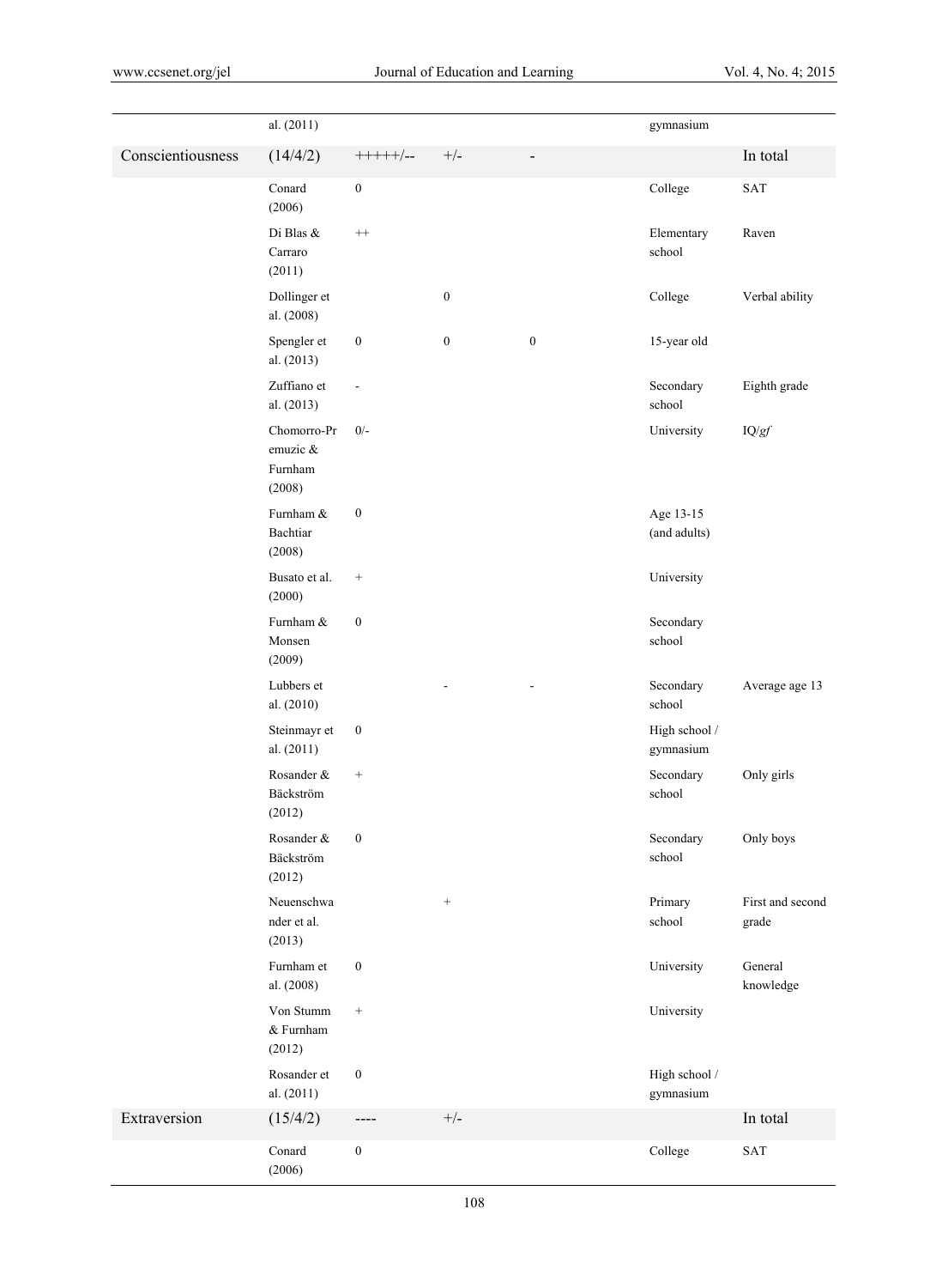| | | | | | | |
|---|---|---|---|---|---|---|
| | al. (2011) | | | | gymnasium | |
| Conscientiousness | (14/4/2) | +++++/-- | +/- | - | | In total |
| | Conard (2006) | 0 | | | College | SAT |
| | Di Blas & Carraro (2011) | ++ | | | Elementary school | Raven |
| | Dollinger et al. (2008) | | 0 | | College | Verbal ability |
| | Spengler et al. (2013) | 0 | 0 | 0 | 15-year old | |
| | Zuffiano et al. (2013) | - | | | Secondary school | Eighth grade |
| | Chomorro-Premuzic & Furnham (2008) | 0/- | | | University | IQ/*gf* |
| | Furnham & Bachtiar (2008) | 0 | | | Age 13-15 (and adults) | |
| | Busato et al. (2000) | + | | | University | |
| | Furnham & Monsen (2009) | 0 | | | Secondary school | |
| | Lubbers et al. (2010) | | - | - | Secondary school | Average age 13 |
| | Steinmayr et al. (2011) | 0 | | | High school / gymnasium | |
| | Rosander & Bäckström (2012) | + | | | Secondary school | Only girls |
| | Rosander & Bäckström (2012) | 0 | | | Secondary school | Only boys |
| | Neuenschwander et al. (2013) | | + | | Primary school | First and second grade |
| | Furnham et al. (2008) | 0 | | | University | General knowledge |
| | Von Stumm & Furnham (2012) | + | | | University | |
| | Rosander et al. (2011) | 0 | | | High school / gymnasium | |
| Extraversion | (15/4/2) | ---- | +/- | | | In total |
| | Conard (2006) | 0 | | | College | SAT |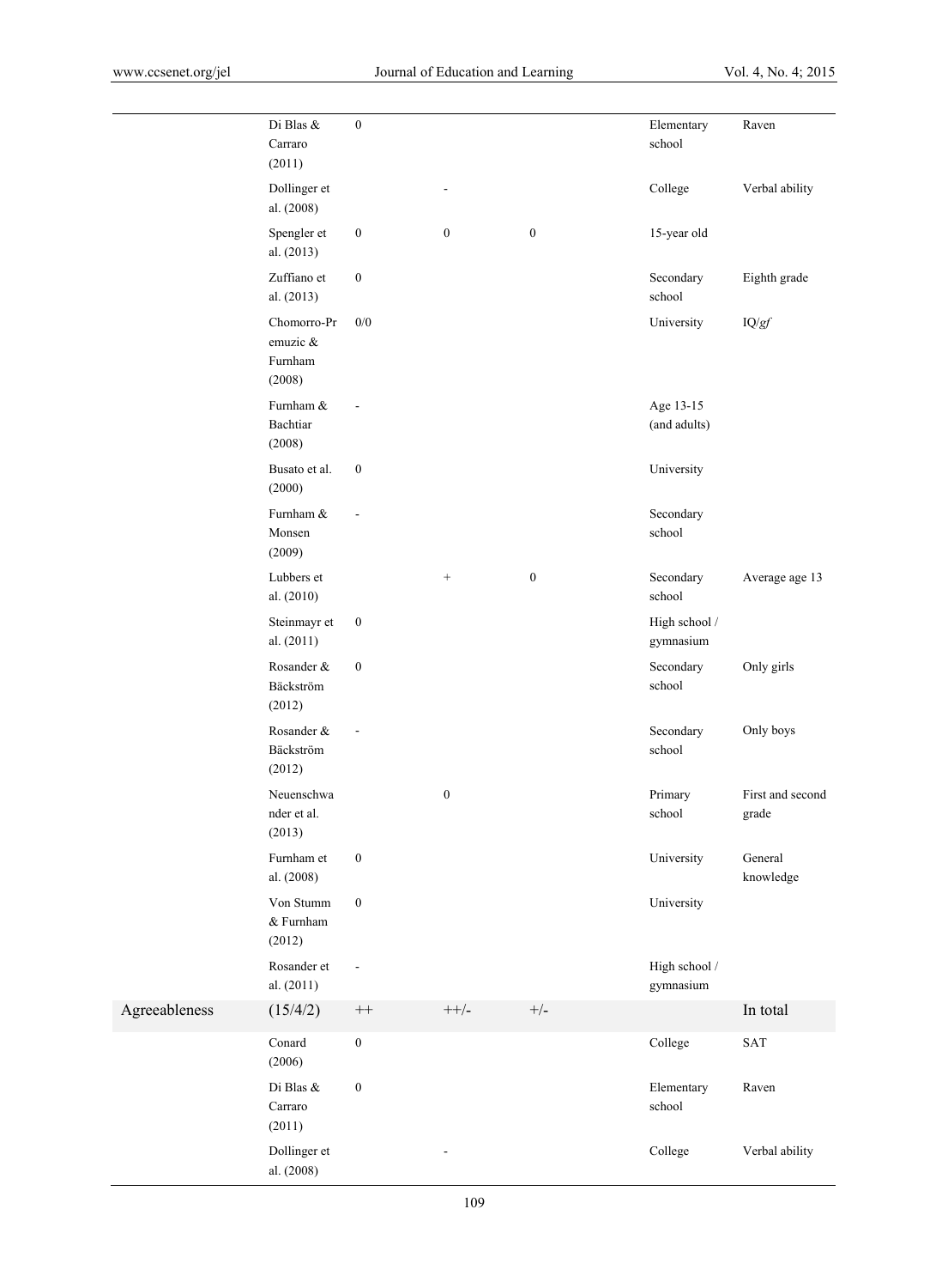| | | | | | | |
|---|---|---|---|---|---|---|
| | Di Blas & Carraro (2011) | 0 | | | Elementary school | Raven |
| | Dollinger et al. (2008) | | - | | College | Verbal ability |
| | Spengler et al. (2013) | 0 | 0 | 0 | 15-year old | |
| | Zuffiano et al. (2013) | 0 | | | Secondary school | Eighth grade |
| | Chomorro-Premuzic & Furnham (2008) | 0/0 | | | University | IQ/*gf* |
| | Furnham & Bachtiar (2008) | - | | | Age 13-15 (and adults) | |
| | Busato et al. (2000) | 0 | | | University | |
| | Furnham & Monsen (2009) | - | | | Secondary school | |
| | Lubbers et al. (2010) | | + | 0 | Secondary school | Average age 13 |
| | Steinmayr et al. (2011) | 0 | | | High school / gymnasium | |
| | Rosander & Bäckström (2012) | 0 | | | Secondary school | Only girls |
| | Rosander & Bäckström (2012) | - | | | Secondary school | Only boys |
| | Neuenschwander et al. (2013) | | 0 | | Primary school | First and second grade |
| | Furnham et al. (2008) | 0 | | | University | General knowledge |
| | Von Stumm & Furnham (2012) | 0 | | | University | |
| | Rosander et al. (2011) | - | | | High school / gymnasium | |
| Agreeableness | (15/4/2) | ++ | ++/- | +/- | | In total |
| | Conard (2006) | 0 | | | College | SAT |
| | Di Blas & Carraro (2011) | 0 | | | Elementary school | Raven |
| | Dollinger et al. (2008) | | - | | College | Verbal ability |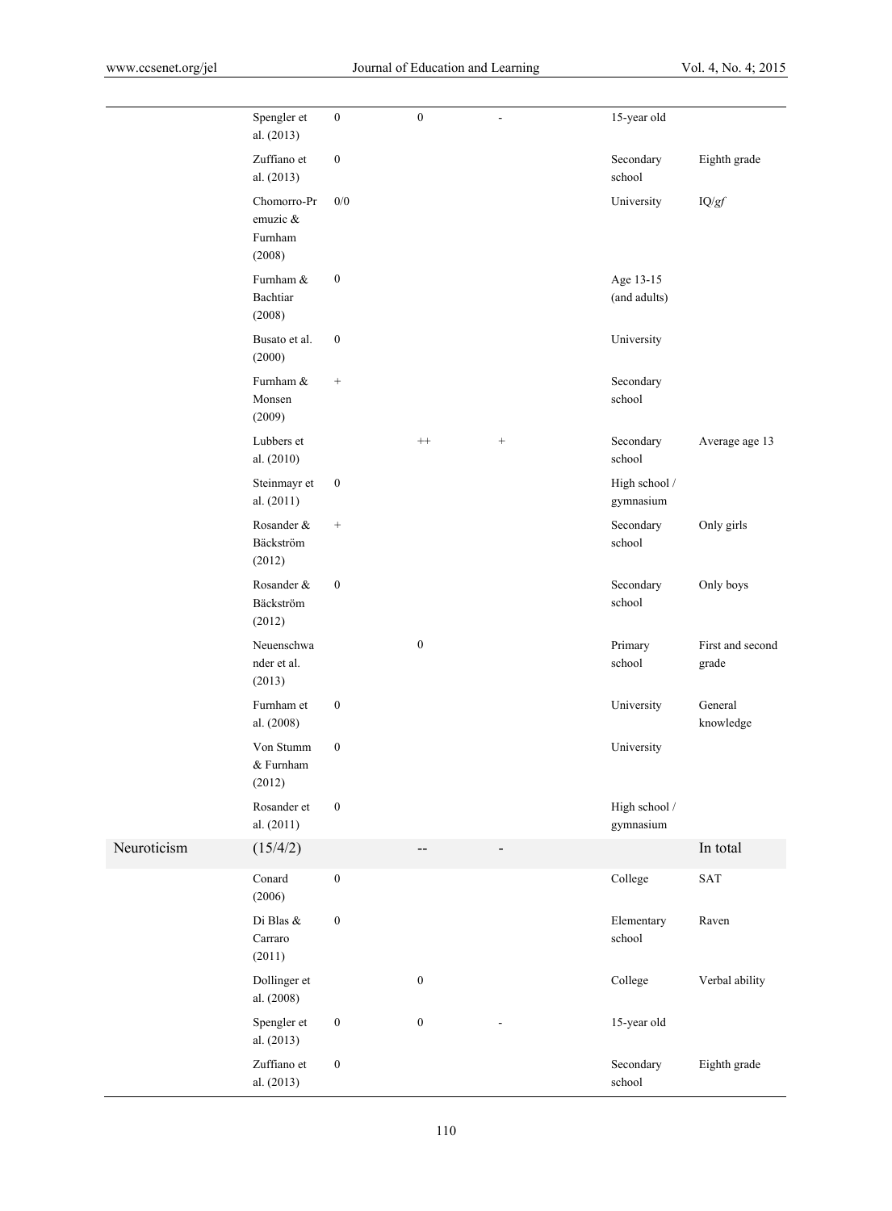| | | | | | | |
|---|---|---|---|---|---|---|
| | Spengler et al. (2013) | 0 | 0 | - | 15-year old | |
| | Zuffiano et al. (2013) | 0 | | | Secondary school | Eighth grade |
| | Chomorro-Premuzic & Furnham (2008) | 0/0 | | | University | IQ/*gf* |
| | Furnham & Bachtiar (2008) | 0 | | | Age 13-15 (and adults) | |
| | Busato et al. (2000) | 0 | | | University | |
| | Furnham & Monsen (2009) | + | | | Secondary school | |
| | Lubbers et al. (2010) | | ++ | + | Secondary school | Average age 13 |
| | Steinmayr et al. (2011) | 0 | | | High school / gymnasium | |
| | Rosander & Bäckström (2012) | + | | | Secondary school | Only girls |
| | Rosander & Bäckström (2012) | 0 | | | Secondary school | Only boys |
| | Neuenschwander et al. (2013) | | 0 | | Primary school | First and second grade |
| | Furnham et al. (2008) | 0 | | | University | General knowledge |
| | Von Stumm & Furnham (2012) | 0 | | | University | |
| | Rosander et al. (2011) | 0 | | | High school / gymnasium | |
| Neuroticism | (15/4/2) | | -- | - | | In total |
| | Conard (2006) | 0 | | | College | SAT |
| | Di Blas & Carraro (2011) | 0 | | | Elementary school | Raven |
| | Dollinger et al. (2008) | | 0 | | College | Verbal ability |
| | Spengler et al. (2013) | 0 | 0 | - | 15-year old | |
| | Zuffiano et al. (2013) | 0 | | | Secondary school | Eighth grade |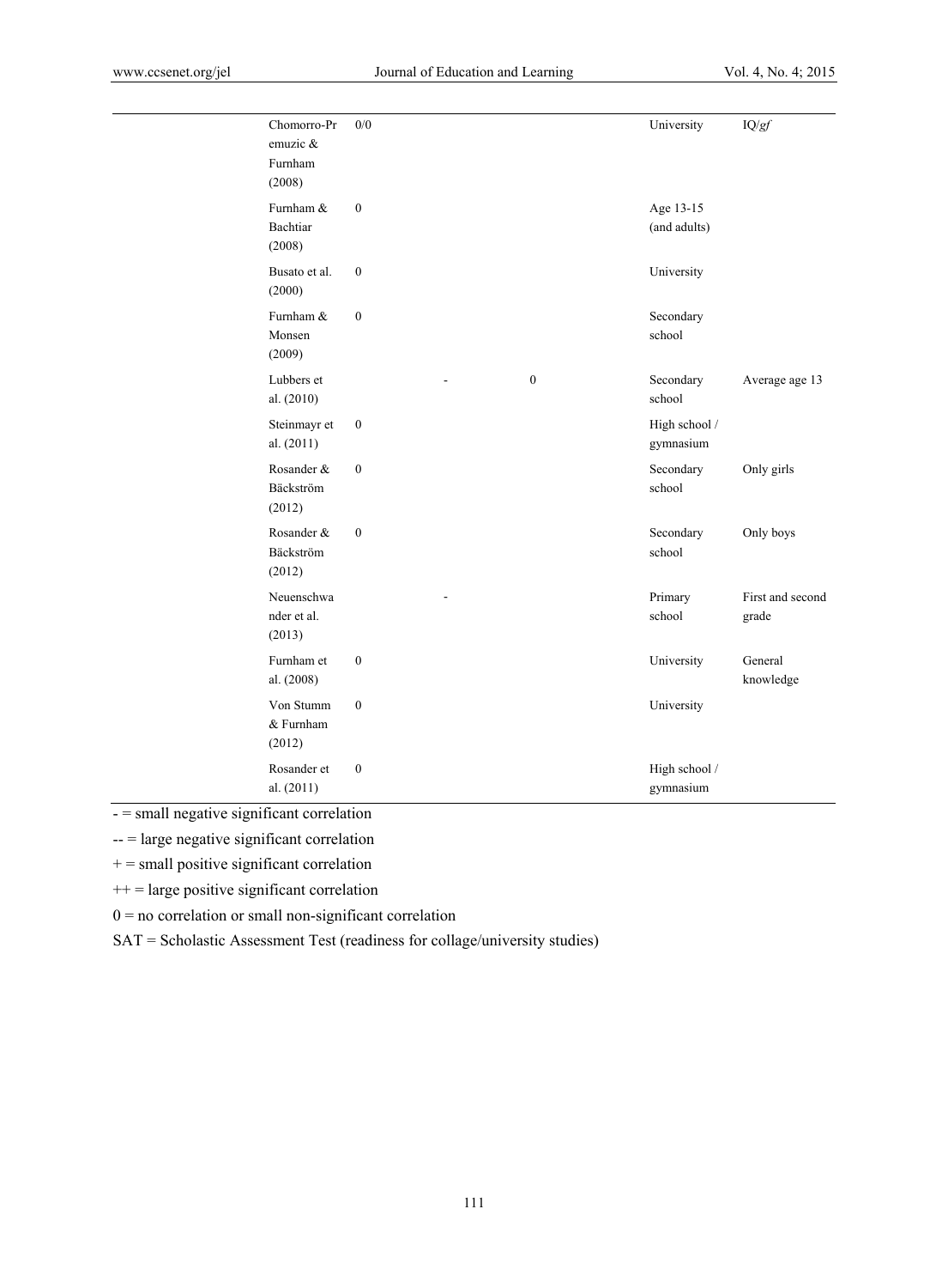| | | | | | | |
|---|---|---|---|---|---|---|
| | Chomorro-Premuzic & Furnham (2008) | 0/0 | | | University | IQ/*gf* |
| | Furnham & Bachtiar (2008) | 0 | | | Age 13-15 (and adults) | |
| | Busato et al. (2000) | 0 | | | University | |
| | Furnham & Monsen (2009) | 0 | | | Secondary school | |
| | Lubbers et al. (2010) | | - | 0 | Secondary school | Average age 13 |
| | Steinmayr et al. (2011) | 0 | | | High school / gymnasium | |
| | Rosander & Bäckström (2012) | 0 | | | Secondary school | Only girls |
| | Rosander & Bäckström (2012) | 0 | | | Secondary school | Only boys |
| | Neuenschwander et al. (2013) | | - | | Primary school | First and second grade |
| | Furnham et al. (2008) | 0 | | | University | General knowledge |
| | Von Stumm & Furnham (2012) | 0 | | | University | |
| | Rosander et al. (2011) | 0 | | | High school / gymnasium | |

- = small negative significant correlation

-- = large negative significant correlation

+ = small positive significant correlation

++ = large positive significant correlation

0 = no correlation or small non-significant correlation

SAT = Scholastic Assessment Test (readiness for collage/university studies)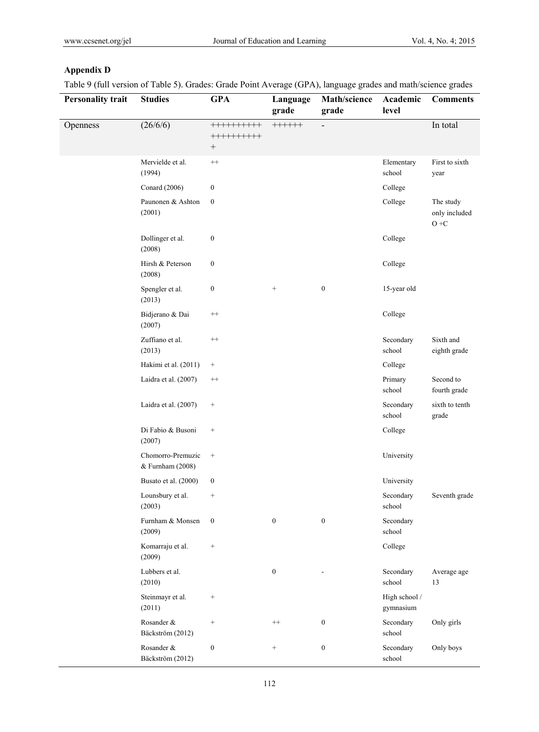## Appendix D

Table 9 (full version of Table 5). Grades: Grade Point Average (GPA), language grades and math/science grades

| Personality trait | Studies | GPA | Language grade | Math/science grade | Academic level | Comments |
|---|---|---|---|---|---|---|
| Openness | (26/6/6) | +++++++++++++++++++++ | ++++++ | - | | In total |
| | Mervielde et al. (1994) | ++ | | | Elementary school | First to sixth year |
| | Conard (2006) | 0 | | | College | |
| | Paunonen & Ashton (2001) | 0 | | | College | The study only included O +C |
| | Dollinger et al. (2008) | 0 | | | College | |
| | Hirsh & Peterson (2008) | 0 | | | College | |
| | Spengler et al. (2013) | 0 | + | 0 | 15-year old | |
| | Bidjerano & Dai (2007) | ++ | | | College | |
| | Zuffiano et al. (2013) | ++ | | | Secondary school | Sixth and eighth grade |
| | Hakimi et al. (2011) | + | | | College | |
| | Laidra et al. (2007) | ++ | | | Primary school | Second to fourth grade |
| | Laidra et al. (2007) | + | | | Secondary school | sixth to tenth grade |
| | Di Fabio & Busoni (2007) | + | | | College | |
| | Chomorro-Premuzic & Furnham (2008) | + | | | University | |
| | Busato et al. (2000) | 0 | | | University | |
| | Lounsbury et al. (2003) | + | | | Secondary school | Seventh grade |
| | Furnham & Monsen (2009) | 0 | 0 | 0 | Secondary school | |
| | Komarraju et al. (2009) | + | | | College | |
| | Lubbers et al. (2010) | | 0 | - | Secondary school | Average age 13 |
| | Steinmayr et al. (2011) | + | | | High school / gymnasium | |
| | Rosander & Bäckström (2012) | + | ++ | 0 | Secondary school | Only girls |
| | Rosander & Bäckström (2012) | 0 | + | 0 | Secondary school | Only boys |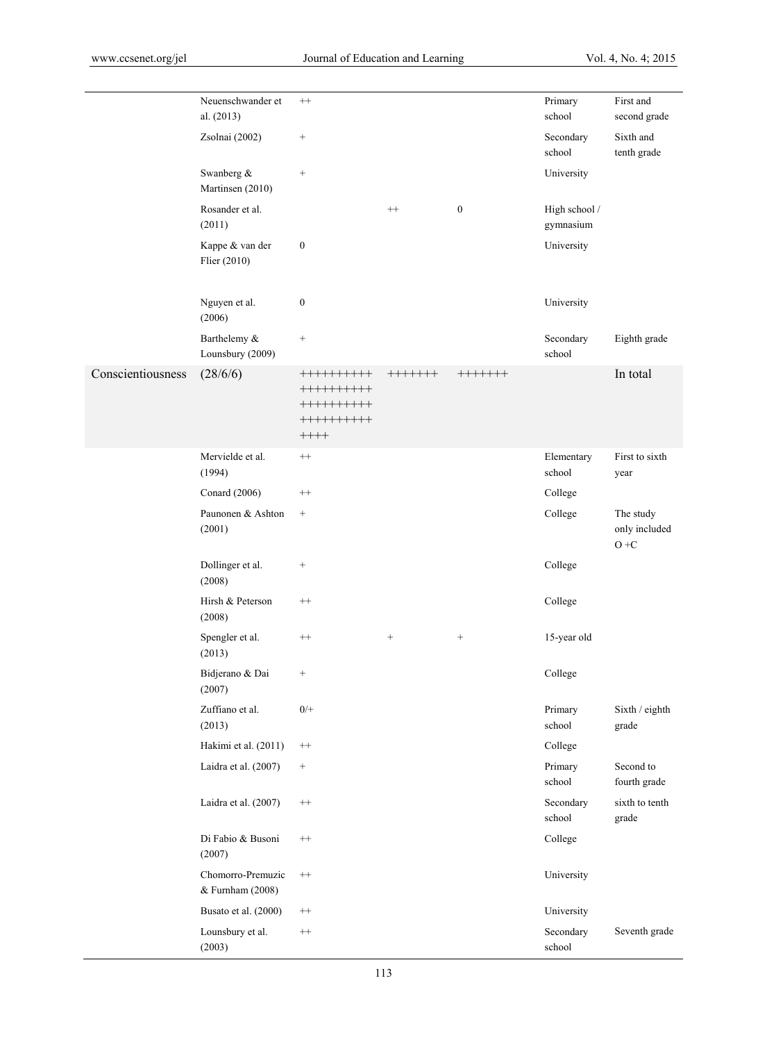| | | | | | | |
|---|---|---|---|---|---|---|
| | Neuenschwander et al. (2013) | ++ | | | Primary school | First and second grade |
| | Zsolnai (2002) | + | | | Secondary school | Sixth and tenth grade |
| | Swanberg & Martinsen (2010) | + | | | University | |
| | Rosander et al. (2011) | | ++ | 0 | High school / gymnasium | |
| | Kappe & van der Flier (2010) | 0 | | | University | |
| | Nguyen et al. (2006) | 0 | | | University | |
| | Barthelemy & Lounsbury (2009) | + | | | Secondary school | Eighth grade |
| Conscientiousness | (28/6/6) | ++++++++++ ++++++++++ ++++++++++ ++++++++++ ++++ | +++++++ | +++++++ | | In total |
| | Mervielde et al. (1994) | ++ | | | Elementary school | First to sixth year |
| | Conard (2006) | ++ | | | College | |
| | Paunonen & Ashton (2001) | + | | | College | The study only included O +C |
| | Dollinger et al. (2008) | + | | | College | |
| | Hirsh & Peterson (2008) | ++ | | | College | |
| | Spengler et al. (2013) | ++ | + | + | 15-year old | |
| | Bidjerano & Dai (2007) | + | | | College | |
| | Zuffiano et al. (2013) | 0/+ | | | Primary school | Sixth / eighth grade |
| | Hakimi et al. (2011) | ++ | | | College | |
| | Laidra et al. (2007) | + | | | Primary school | Second to fourth grade |
| | Laidra et al. (2007) | ++ | | | Secondary school | sixth to tenth grade |
| | Di Fabio & Busoni (2007) | ++ | | | College | |
| | Chomorro-Premuzic & Furnham (2008) | ++ | | | University | |
| | Busato et al. (2000) | ++ | | | University | |
| | Lounsbury et al. (2003) | ++ | | | Secondary school | Seventh grade |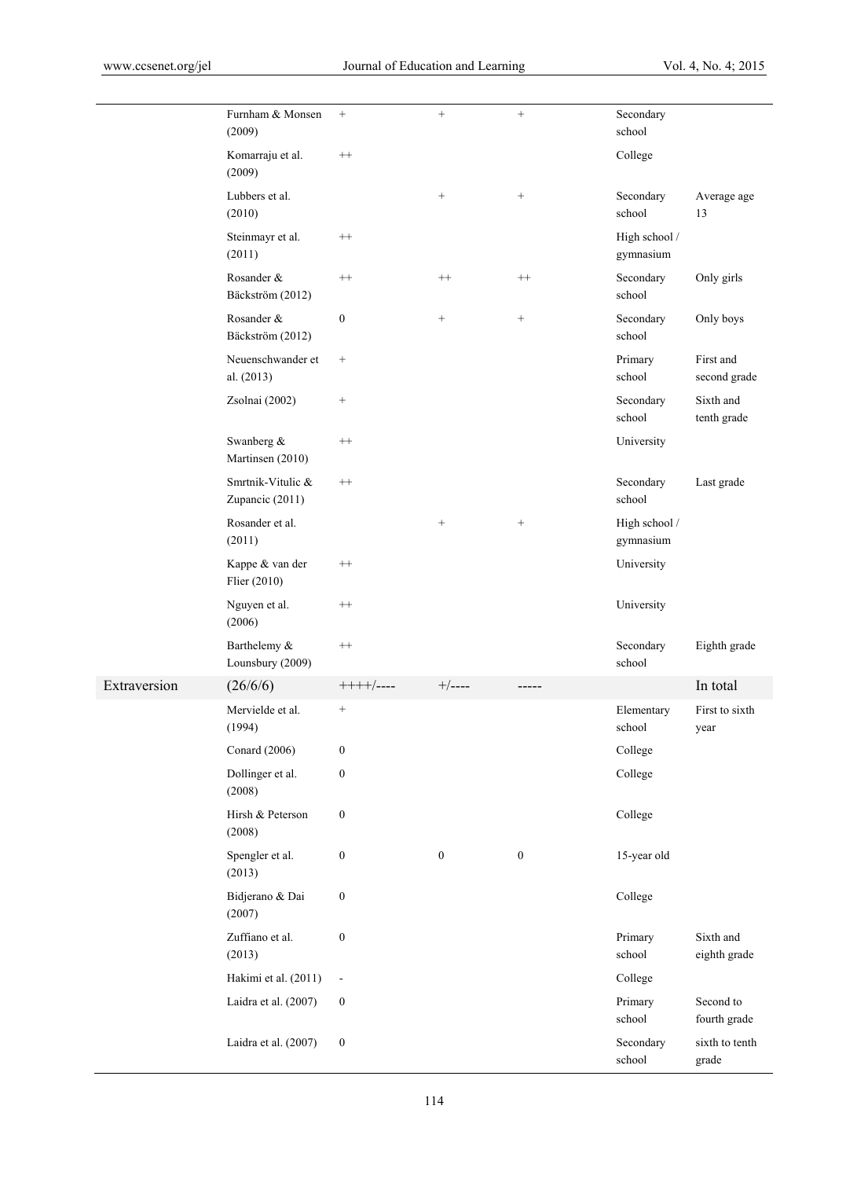| | | | | | | |
|---|---|---|---|---|---|---|
| | Furnham & Monsen (2009) | + | + | + | Secondary school | |
| | Komarraju et al. (2009) | ++ | | | College | |
| | Lubbers et al. (2010) | | + | + | Secondary school | Average age 13 |
| | Steinmayr et al. (2011) | ++ | | | High school / gymnasium | |
| | Rosander & Bäckström (2012) | ++ | ++ | ++ | Secondary school | Only girls |
| | Rosander & Bäckström (2012) | 0 | + | + | Secondary school | Only boys |
| | Neuenschwander et al. (2013) | + | | | Primary school | First and second grade |
| | Zsolnai (2002) | + | | | Secondary school | Sixth and tenth grade |
| | Swanberg & Martinsen (2010) | ++ | | | University | |
| | Smrtnik-Vitulic & Zupancic (2011) | ++ | | | Secondary school | Last grade |
| | Rosander et al. (2011) | | + | + | High school / gymnasium | |
| | Kappe & van der Flier (2010) | ++ | | | University | |
| | Nguyen et al. (2006) | ++ | | | University | |
| | Barthelemy & Lounsbury (2009) | ++ | | | Secondary school | Eighth grade |
| Extraversion | (26/6/6) | ++++/---- | +/---- | ----- | | In total |
| | Mervielde et al. (1994) | + | | | Elementary school | First to sixth year |
| | Conard (2006) | 0 | | | College | |
| | Dollinger et al. (2008) | 0 | | | College | |
| | Hirsh & Peterson (2008) | 0 | | | College | |
| | Spengler et al. (2013) | 0 | 0 | 0 | 15-year old | |
| | Bidjerano & Dai (2007) | 0 | | | College | |
| | Zuffiano et al. (2013) | 0 | | | Primary school | Sixth and eighth grade |
| | Hakimi et al. (2011) | - | | | College | |
| | Laidra et al. (2007) | 0 | | | Primary school | Second to fourth grade |
| | Laidra et al. (2007) | 0 | | | Secondary school | sixth to tenth grade |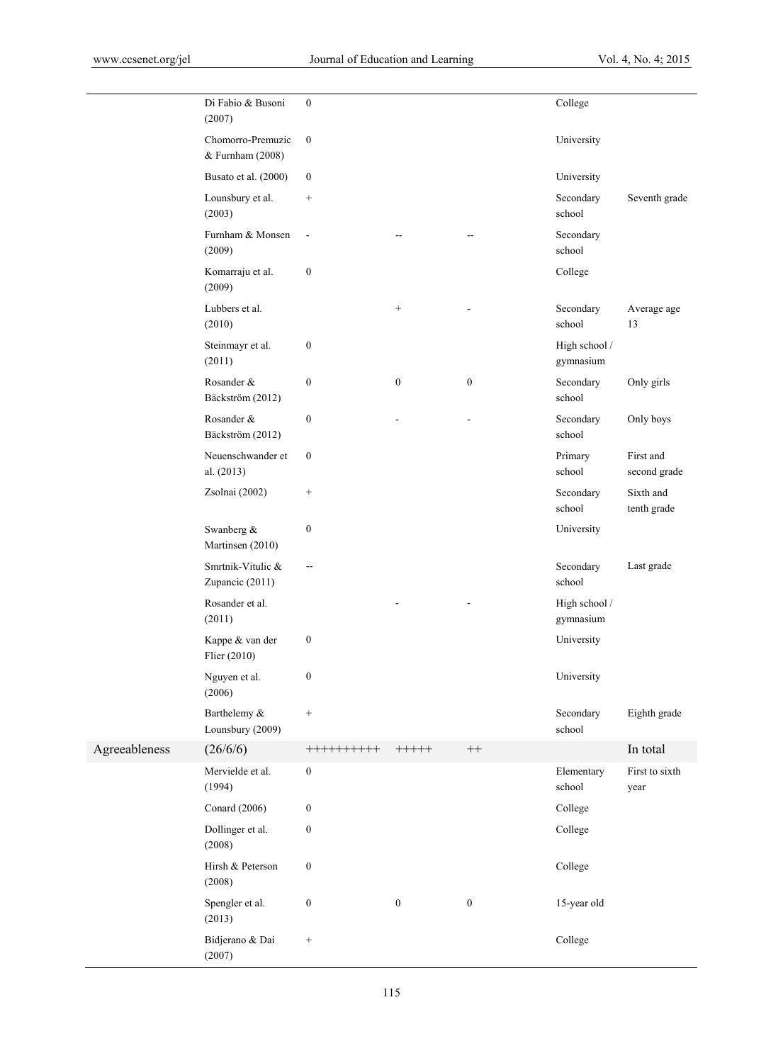| | | | | | | |
|---|---|---|---|---|---|---|
| | Di Fabio & Busoni (2007) | 0 | | | College | |
| | Chomorro-Premuzic & Furnham (2008) | 0 | | | University | |
| | Busato et al. (2000) | 0 | | | University | |
| | Lounsbury et al. (2003) | + | | | Secondary school | Seventh grade |
| | Furnham & Monsen (2009) | - | -- | -- | Secondary school | |
| | Komarraju et al. (2009) | 0 | | | College | |
| | Lubbers et al. (2010) | | + | - | Secondary school | Average age 13 |
| | Steinmayr et al. (2011) | 0 | | | High school / gymnasium | |
| | Rosander & Bäckström (2012) | 0 | 0 | 0 | Secondary school | Only girls |
| | Rosander & Bäckström (2012) | 0 | - | - | Secondary school | Only boys |
| | Neuenschwander et al. (2013) | 0 | | | Primary school | First and second grade |
| | Zsolnai (2002) | + | | | Secondary school | Sixth and tenth grade |
| | Swanberg & Martinsen (2010) | 0 | | | University | |
| | Smrtnik-Vitulic & Zupancic (2011) | -- | | | Secondary school | Last grade |
| | Rosander et al. (2011) | | - | - | High school / gymnasium | |
| | Kappe & van der Flier (2010) | 0 | | | University | |
| | Nguyen et al. (2006) | 0 | | | University | |
| | Barthelemy & Lounsbury (2009) | + | | | Secondary school | Eighth grade |
| Agreeableness | (26/6/6) | ++++++++++ | +++++ | ++ | | In total |
| | Mervielde et al. (1994) | 0 | | | Elementary school | First to sixth year |
| | Conard (2006) | 0 | | | College | |
| | Dollinger et al. (2008) | 0 | | | College | |
| | Hirsh & Peterson (2008) | 0 | | | College | |
| | Spengler et al. (2013) | 0 | 0 | 0 | 15-year old | |
| | Bidjerano & Dai (2007) | + | | | College | |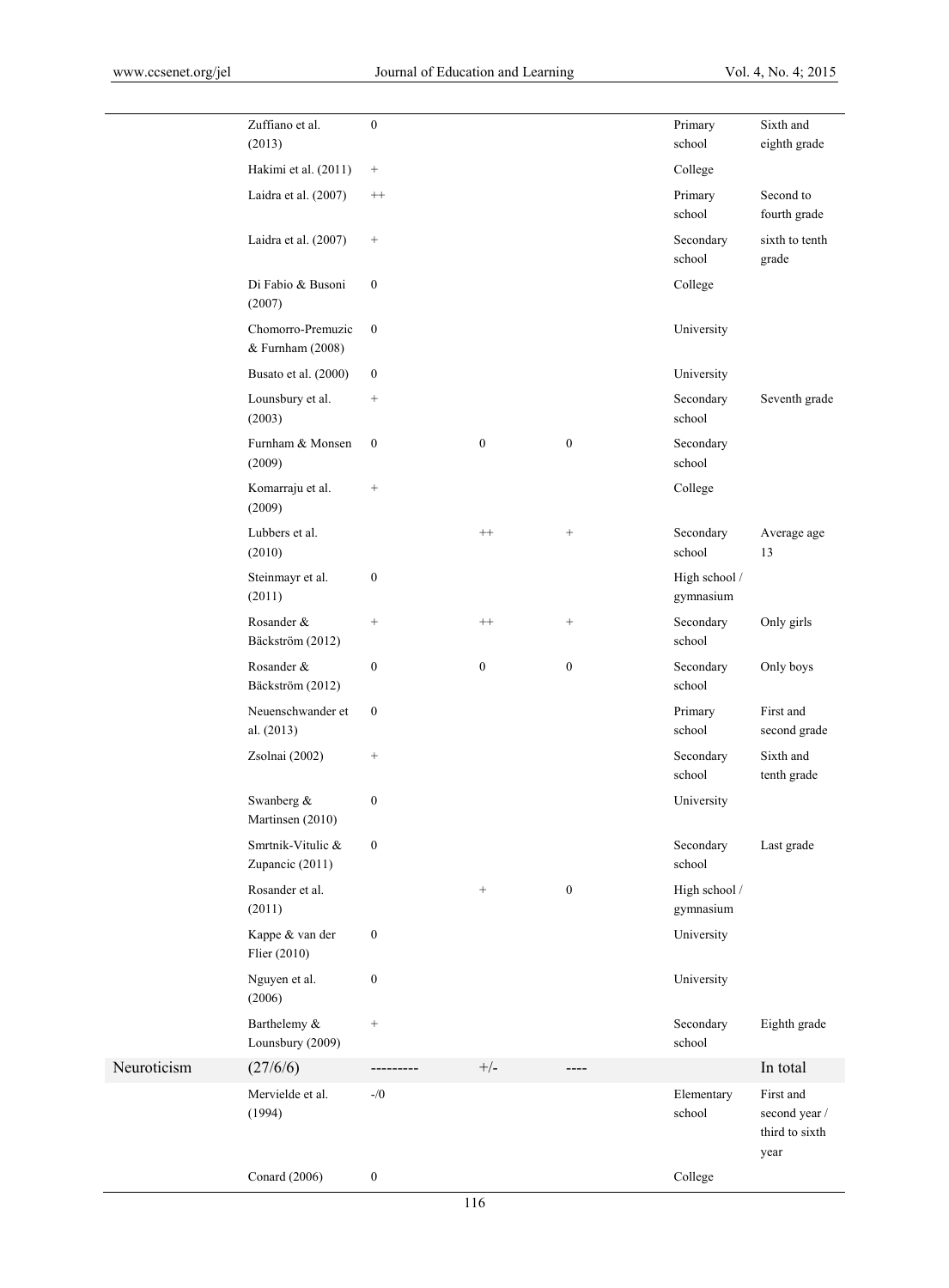| | | | | | | |
|---|---|---|---|---|---|---|
| | Zuffiano et al. (2013) | 0 | | | Primary school | Sixth and eighth grade |
| | Hakimi et al. (2011) | + | | | College | |
| | Laidra et al. (2007) | ++ | | | Primary school | Second to fourth grade |
| | Laidra et al. (2007) | + | | | Secondary school | sixth to tenth grade |
| | Di Fabio & Busoni (2007) | 0 | | | College | |
| | Chomorro-Premuzic & Furnham (2008) | 0 | | | University | |
| | Busato et al. (2000) | 0 | | | University | |
| | Lounsbury et al. (2003) | + | | | Secondary school | Seventh grade |
| | Furnham & Monsen (2009) | 0 | 0 | 0 | Secondary school | |
| | Komarraju et al. (2009) | + | | | College | |
| | Lubbers et al. (2010) | | ++ | + | Secondary school | Average age 13 |
| | Steinmayr et al. (2011) | 0 | | | High school / gymnasium | |
| | Rosander & Bäckström (2012) | + | ++ | + | Secondary school | Only girls |
| | Rosander & Bäckström (2012) | 0 | 0 | 0 | Secondary school | Only boys |
| | Neuenschwander et al. (2013) | 0 | | | Primary school | First and second grade |
| | Zsolnai (2002) | + | | | Secondary school | Sixth and tenth grade |
| | Swanberg & Martinsen (2010) | 0 | | | University | |
| | Smrtnik-Vitulic & Zupancic (2011) | 0 | | | Secondary school | Last grade |
| | Rosander et al. (2011) | | + | 0 | High school / gymnasium | |
| | Kappe & van der Flier (2010) | 0 | | | University | |
| | Nguyen et al. (2006) | 0 | | | University | |
| | Barthelemy & Lounsbury (2009) | + | | | Secondary school | Eighth grade |
| Neuroticism | (27/6/6) | --------- | +/- | ---- | | In total |
| | Mervielde et al. (1994) | -/0 | | | Elementary school | First and second year / third to sixth year |
| | Conard (2006) | 0 | | | College | |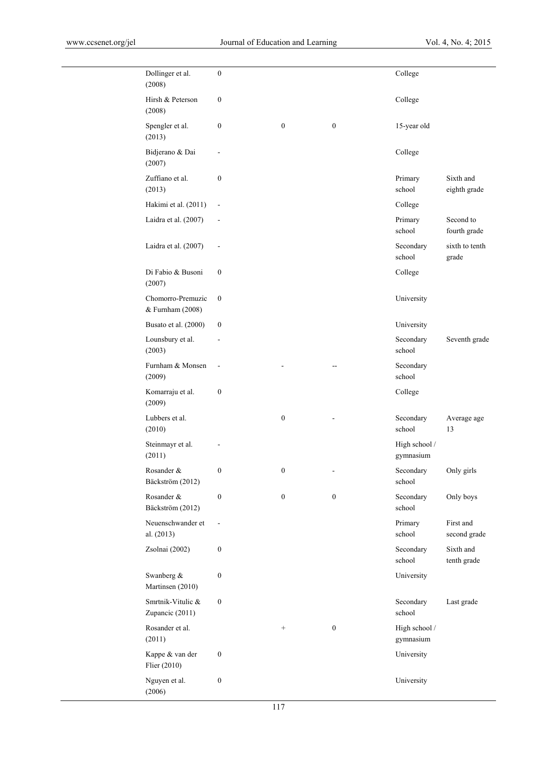| | | | | | |
|---|---|---|---|---|---|
| Dollinger et al. (2008) | 0 | | | College | |
| Hirsh & Peterson (2008) | 0 | | | College | |
| Spengler et al. (2013) | 0 | 0 | 0 | 15-year old | |
| Bidjerano & Dai (2007) | - | | | College | |
| Zuffiano et al. (2013) | 0 | | | Primary school | Sixth and eighth grade |
| Hakimi et al. (2011) | - | | | College | |
| Laidra et al. (2007) | - | | | Primary school | Second to fourth grade |
| Laidra et al. (2007) | - | | | Secondary school | sixth to tenth grade |
| Di Fabio & Busoni (2007) | 0 | | | College | |
| Chomorro-Premuzic & Furnham (2008) | 0 | | | University | |
| Busato et al. (2000) | 0 | | | University | |
| Lounsbury et al. (2003) | - | | | Secondary school | Seventh grade |
| Furnham & Monsen (2009) | - | - | -- | Secondary school | |
| Komarraju et al. (2009) | 0 | | | College | |
| Lubbers et al. (2010) | | 0 | - | Secondary school | Average age 13 |
| Steinmayr et al. (2011) | - | | | High school / gymnasium | |
| Rosander & Bäckström (2012) | 0 | 0 | - | Secondary school | Only girls |
| Rosander & Bäckström (2012) | 0 | 0 | 0 | Secondary school | Only boys |
| Neuenschwander et al. (2013) | - | | | Primary school | First and second grade |
| Zsolnai (2002) | 0 | | | Secondary school | Sixth and tenth grade |
| Swanberg & Martinsen (2010) | 0 | | | University | |
| Smrtnik-Vitulic & Zupancic (2011) | 0 | | | Secondary school | Last grade |
| Rosander et al. (2011) | | + | 0 | High school / gymnasium | |
| Kappe & van der Flier (2010) | 0 | | | University | |
| Nguyen et al. (2006) | 0 | | | University | |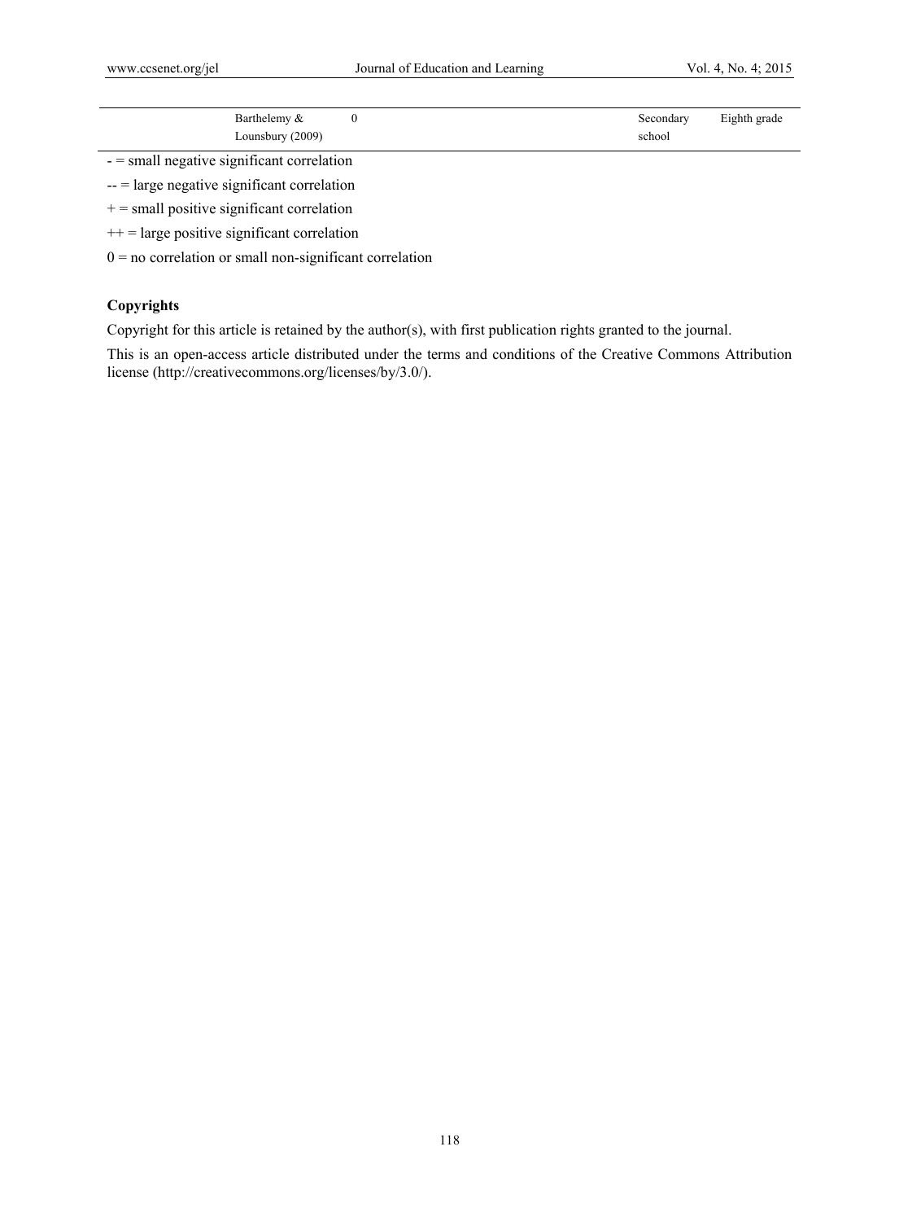| | | | | | |
|---|---|---|---|---|---|
| | Barthelemy & Lounsbury (2009) | 0 | | Secondary school | Eighth grade |

- = small negative significant correlation

-- = large negative significant correlation

+ = small positive significant correlation

++ = large positive significant correlation

0 = no correlation or small non-significant correlation

**Copyrights**

Copyright for this article is retained by the author(s), with first publication rights granted to the journal.

This is an open-access article distributed under the terms and conditions of the Creative Commons Attribution license (http://creativecommons.org/licenses/by/3.0/).